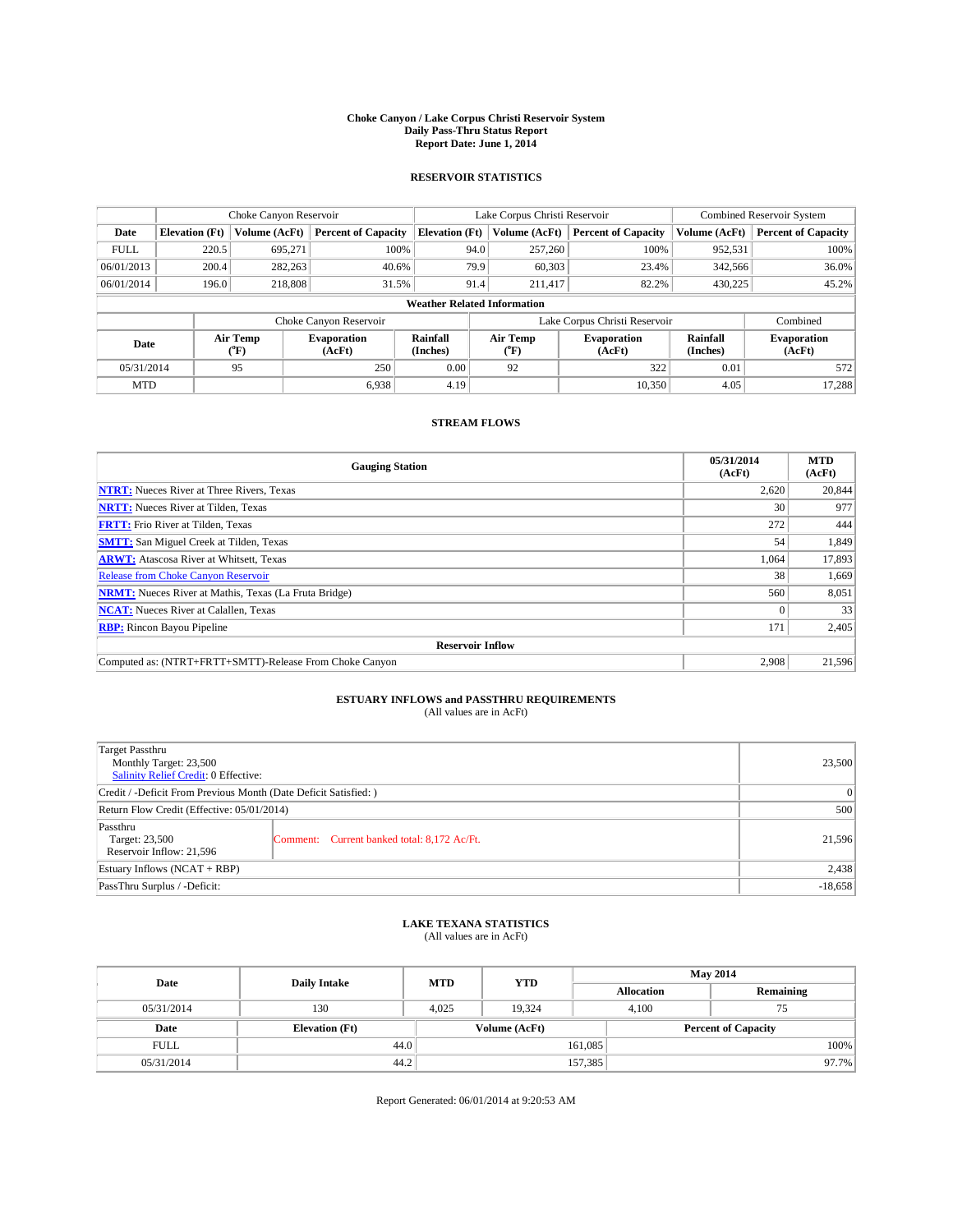# Choke Canyon / Lake Corpus Christi Reservoir System
## Daily Pass-Thru Status Report
## Report Date: June 1, 2014

### RESERVOIR STATISTICS

| | Choke Canyon Reservoir | | | Lake Corpus Christi Reservoir | | | Combined Reservoir System | |
|---|---|---|---|---|---|---|---|---|
| Date | Elevation (Ft) | Volume (AcFt) | Percent of Capacity | Elevation (Ft) | Volume (AcFt) | Percent of Capacity | Volume (AcFt) | Percent of Capacity |
| FULL | 220.5 | 695,271 | 100% | 94.0 | 257,260 | 100% | 952,531 | 100% |
| 06/01/2013 | 200.4 | 282,263 | 40.6% | 79.9 | 60,303 | 23.4% | 342,566 | 36.0% |
| 06/01/2014 | 196.0 | 218,808 | 31.5% | 91.4 | 211,417 | 82.2% | 430,225 | 45.2% |

**Weather Related Information**

| | Choke Canyon Reservoir | | | Lake Corpus Christi Reservoir | | | Combined |
|---|---|---|---|---|---|---|---|
| Date | Air Temp (°F) | Evaporation (AcFt) | Rainfall (Inches) | Air Temp (°F) | Evaporation (AcFt) | Rainfall (Inches) | Evaporation (AcFt) |
| 05/31/2014 | 95 | 250 | 0.00 | 92 | 322 | 0.01 | 572 |
| MTD | | 6,938 | 4.19 | | 10,350 | 4.05 | 17,288 |

### STREAM FLOWS

| Gauging Station | 05/31/2014 (AcFt) | MTD (AcFt) |
|---|---|---|
| **NTRT:** Nueces River at Three Rivers, Texas | 2,620 | 20,844 |
| **NRTT:** Nueces River at Tilden, Texas | 30 | 977 |
| **FRTT:** Frio River at Tilden, Texas | 272 | 444 |
| **SMTT:** San Miguel Creek at Tilden, Texas | 54 | 1,849 |
| **ARWT:** Atascosa River at Whitsett, Texas | 1,064 | 17,893 |
| Release from Choke Canyon Reservoir | 38 | 1,669 |
| **NRMT:** Nueces River at Mathis, Texas (La Fruta Bridge) | 560 | 8,051 |
| **NCAT:** Nueces River at Calallen, Texas | 0 | 33 |
| **RBP:** Rincon Bayou Pipeline | 171 | 2,405 |
| **Reservoir Inflow** | | |
| Computed as: (NTRT+FRTT+SMTT)-Release From Choke Canyon | 2,908 | 21,596 |

### ESTUARY INFLOWS and PASSTHRU REQUIREMENTS
(All values are in AcFt)

| | | |
|---|---|---|
| Target Passthru<br>Monthly Target: 23,500<br>Salinity Relief Credit: 0 Effective: | | 23,500 |
| Credit / -Deficit From Previous Month (Date Deficit Satisfied: ) | | 0 |
| Return Flow Credit (Effective: 05/01/2014) | | 500 |
| Passthru<br>Target: 23,500<br>Reservoir Inflow: 21,596 | Comment: Current banked total: 8,172 Ac/Ft. | 21,596 |
| Estuary Inflows (NCAT + RBP) | | 2,438 |
| PassThru Surplus / -Deficit: | | -18,658 |

### LAKE TEXANA STATISTICS
(All values are in AcFt)

| Date | Daily Intake | MTD | YTD | May 2014 Allocation | May 2014 Remaining |
|---|---|---|---|---|---|
| 05/31/2014 | 130 | 4,025 | 19,324 | 4,100 | 75 |

| Date | Elevation (Ft) | Volume (AcFt) | Percent of Capacity |
|---|---|---|---|
| FULL | 44.0 | 161,085 | 100% |
| 05/31/2014 | 44.2 | 157,385 | 97.7% |

Report Generated: 06/01/2014 at 9:20:53 AM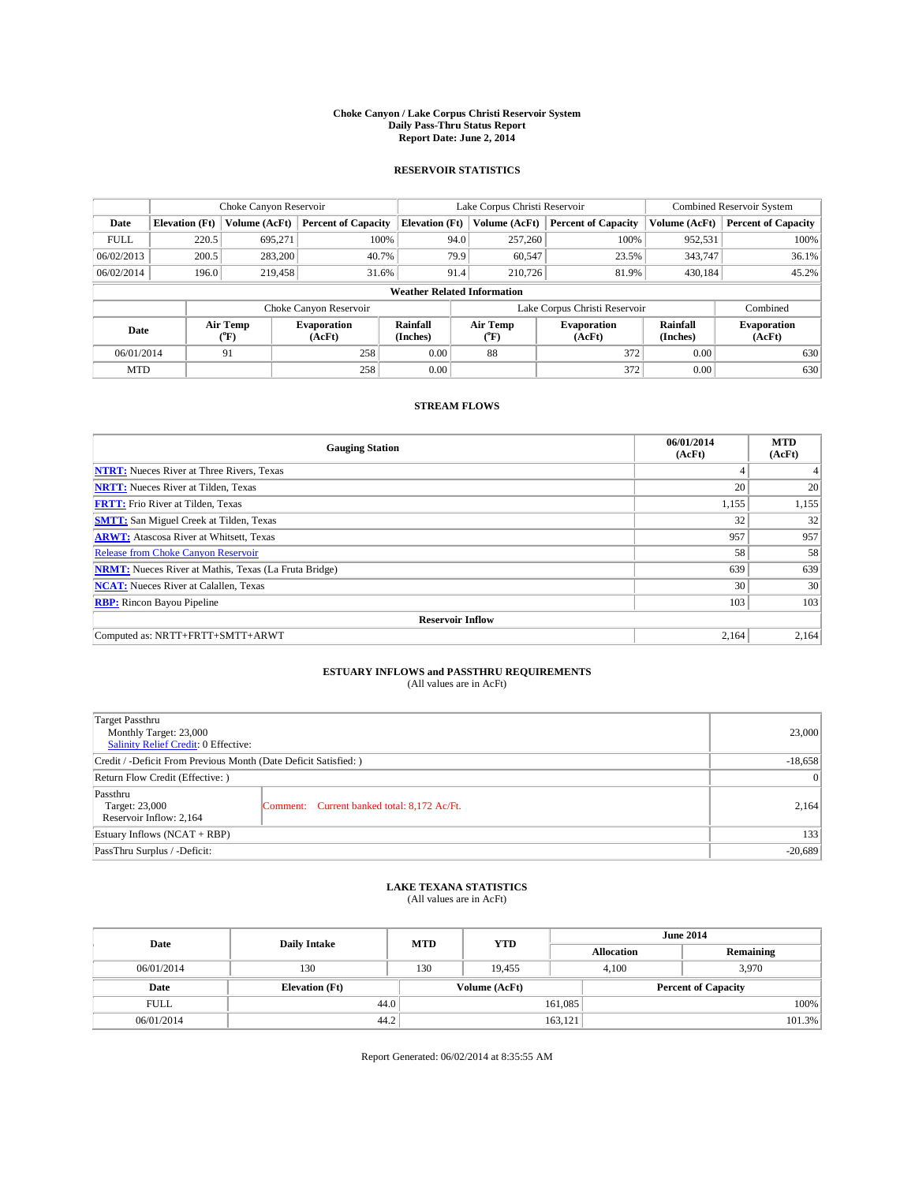# Choke Canyon / Lake Corpus Christi Reservoir System
## Daily Pass-Thru Status Report
### Report Date: June 2, 2014

## RESERVOIR STATISTICS

| | Choke Canyon Reservoir | | | Lake Corpus Christi Reservoir | | | Combined Reservoir System | |
|---|---|---|---|---|---|---|---|---|
| Date | Elevation (Ft) | Volume (AcFt) | Percent of Capacity | Elevation (Ft) | Volume (AcFt) | Percent of Capacity | Volume (AcFt) | Percent of Capacity |
| FULL | 220.5 | 695,271 | 100% | 94.0 | 257,260 | 100% | 952,531 | 100% |
| 06/02/2013 | 200.5 | 283,200 | 40.7% | 79.9 | 60,547 | 23.5% | 343,747 | 36.1% |
| 06/02/2014 | 196.0 | 219,458 | 31.6% | 91.4 | 210,726 | 81.9% | 430,184 | 45.2% |

**Weather Related Information**

| | Choke Canyon Reservoir | | | Lake Corpus Christi Reservoir | | | Combined |
|---|---|---|---|---|---|---|---|
| Date | Air Temp (°F) | Evaporation (AcFt) | Rainfall (Inches) | Air Temp (°F) | Evaporation (AcFt) | Rainfall (Inches) | Evaporation (AcFt) |
| 06/01/2014 | 91 | 258 | 0.00 | 88 | 372 | 0.00 | 630 |
| MTD | | 258 | 0.00 | | 372 | 0.00 | 630 |

## STREAM FLOWS

| Gauging Station | 06/01/2014 (AcFt) | MTD (AcFt) |
|---|---|---|
| **NTRT:** Nueces River at Three Rivers, Texas | 4 | 4 |
| **NRTT:** Nueces River at Tilden, Texas | 20 | 20 |
| **FRTT:** Frio River at Tilden, Texas | 1,155 | 1,155 |
| **SMTT:** San Miguel Creek at Tilden, Texas | 32 | 32 |
| **ARWT:** Atascosa River at Whitsett, Texas | 957 | 957 |
| Release from Choke Canyon Reservoir | 58 | 58 |
| **NRMT:** Nueces River at Mathis, Texas (La Fruta Bridge) | 639 | 639 |
| **NCAT:** Nueces River at Calallen, Texas | 30 | 30 |
| **RBP:** Rincon Bayou Pipeline | 103 | 103 |
| **Reservoir Inflow** | | |
| Computed as: NRTT+FRTT+SMTT+ARWT | 2,164 | 2,164 |

## ESTUARY INFLOWS and PASSTHRU REQUIREMENTS
(All values are in AcFt)

| | | |
|---|---|---|
| Target Passthru<br>Monthly Target: 23,000<br>Salinity Relief Credit: 0 Effective: | | 23,000 |
| Credit / -Deficit From Previous Month (Date Deficit Satisfied: ) | | -18,658 |
| Return Flow Credit (Effective: ) | | 0 |
| Passthru<br>Target: 23,000<br>Reservoir Inflow: 2,164 | Comment: Current banked total: 8,172 Ac/Ft. | 2,164 |
| Estuary Inflows (NCAT + RBP) | | 133 |
| PassThru Surplus / -Deficit: | | -20,689 |

## LAKE TEXANA STATISTICS
(All values are in AcFt)

| Date | Daily Intake | MTD | YTD | June 2014 Allocation | June 2014 Remaining |
|---|---|---|---|---|---|
| 06/01/2014 | 130 | 130 | 19,455 | 4,100 | 3,970 |

| Date | Elevation (Ft) | Volume (AcFt) | Percent of Capacity |
|---|---|---|---|
| FULL | 44.0 | 161,085 | 100% |
| 06/01/2014 | 44.2 | 163,121 | 101.3% |

Report Generated: 06/02/2014 at 8:35:55 AM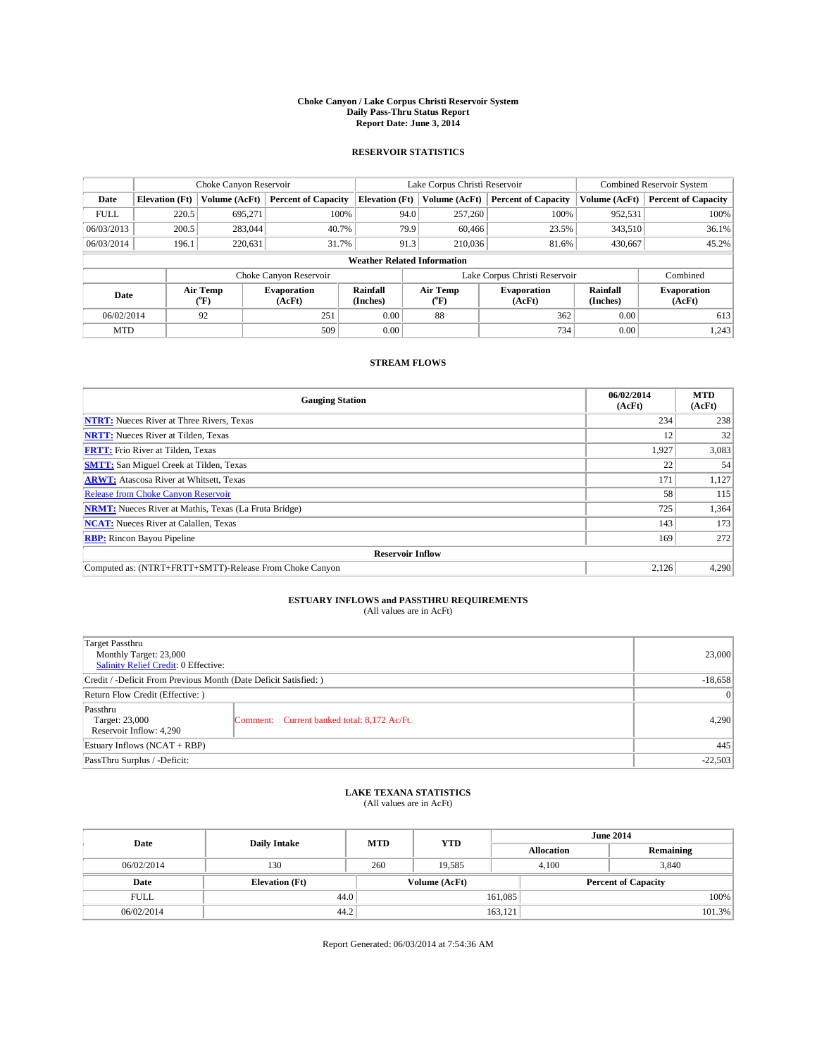# Choke Canyon / Lake Corpus Christi Reservoir System
## Daily Pass-Thru Status Report
## Report Date: June 3, 2014

### RESERVOIR STATISTICS

| | Choke Canyon Reservoir | | | Lake Corpus Christi Reservoir | | | Combined Reservoir System | |
|---|---|---|---|---|---|---|---|---|
| Date | Elevation (Ft) | Volume (AcFt) | Percent of Capacity | Elevation (Ft) | Volume (AcFt) | Percent of Capacity | Volume (AcFt) | Percent of Capacity |
| FULL | 220.5 | 695,271 | 100% | 94.0 | 257,260 | 100% | 952,531 | 100% |
| 06/03/2013 | 200.5 | 283,044 | 40.7% | 79.9 | 60,466 | 23.5% | 343,510 | 36.1% |
| 06/03/2014 | 196.1 | 220,631 | 31.7% | 91.3 | 210,036 | 81.6% | 430,667 | 45.2% |

**Weather Related Information**

| | Choke Canyon Reservoir | | | Lake Corpus Christi Reservoir | | | Combined |
|---|---|---|---|---|---|---|---|
| Date | Air Temp (°F) | Evaporation (AcFt) | Rainfall (Inches) | Air Temp (°F) | Evaporation (AcFt) | Rainfall (Inches) | Evaporation (AcFt) |
| 06/02/2014 | 92 | 251 | 0.00 | 88 | 362 | 0.00 | 613 |
| MTD | | 509 | 0.00 | | 734 | 0.00 | 1,243 |

### STREAM FLOWS

| Gauging Station | 06/02/2014 (AcFt) | MTD (AcFt) |
|---|---|---|
| NTRT: Nueces River at Three Rivers, Texas | 234 | 238 |
| NRTT: Nueces River at Tilden, Texas | 12 | 32 |
| FRTT: Frio River at Tilden, Texas | 1,927 | 3,083 |
| SMTT: San Miguel Creek at Tilden, Texas | 22 | 54 |
| ARWT: Atascosa River at Whitsett, Texas | 171 | 1,127 |
| Release from Choke Canyon Reservoir | 58 | 115 |
| NRMT: Nueces River at Mathis, Texas (La Fruta Bridge) | 725 | 1,364 |
| NCAT: Nueces River at Calallen, Texas | 143 | 173 |
| RBP: Rincon Bayou Pipeline | 169 | 272 |
| **Reservoir Inflow** | | |
| Computed as: (NTRT+FRTT+SMTT)-Release From Choke Canyon | 2,126 | 4,290 |

### ESTUARY INFLOWS and PASSTHRU REQUIREMENTS
(All values are in AcFt)

| | | |
|---|---|---|
| Target Passthru<br>Monthly Target: 23,000<br>Salinity Relief Credit: 0 Effective: | | 23,000 |
| Credit / -Deficit From Previous Month (Date Deficit Satisfied: ) | | -18,658 |
| Return Flow Credit (Effective: ) | | 0 |
| Passthru<br>Target: 23,000<br>Reservoir Inflow: 4,290 | Comment: Current banked total: 8,172 Ac/Ft. | 4,290 |
| Estuary Inflows (NCAT + RBP) | | 445 |
| PassThru Surplus / -Deficit: | | -22,503 |

### LAKE TEXANA STATISTICS
(All values are in AcFt)

| Date | Daily Intake | MTD | YTD | June 2014 Allocation | June 2014 Remaining |
|---|---|---|---|---|---|
| 06/02/2014 | 130 | 260 | 19,585 | 4,100 | 3,840 |

| Date | Elevation (Ft) | Volume (AcFt) | Percent of Capacity |
|---|---|---|---|
| FULL | 44.0 | 161,085 | 100% |
| 06/02/2014 | 44.2 | 163,121 | 101.3% |

Report Generated: 06/03/2014 at 7:54:36 AM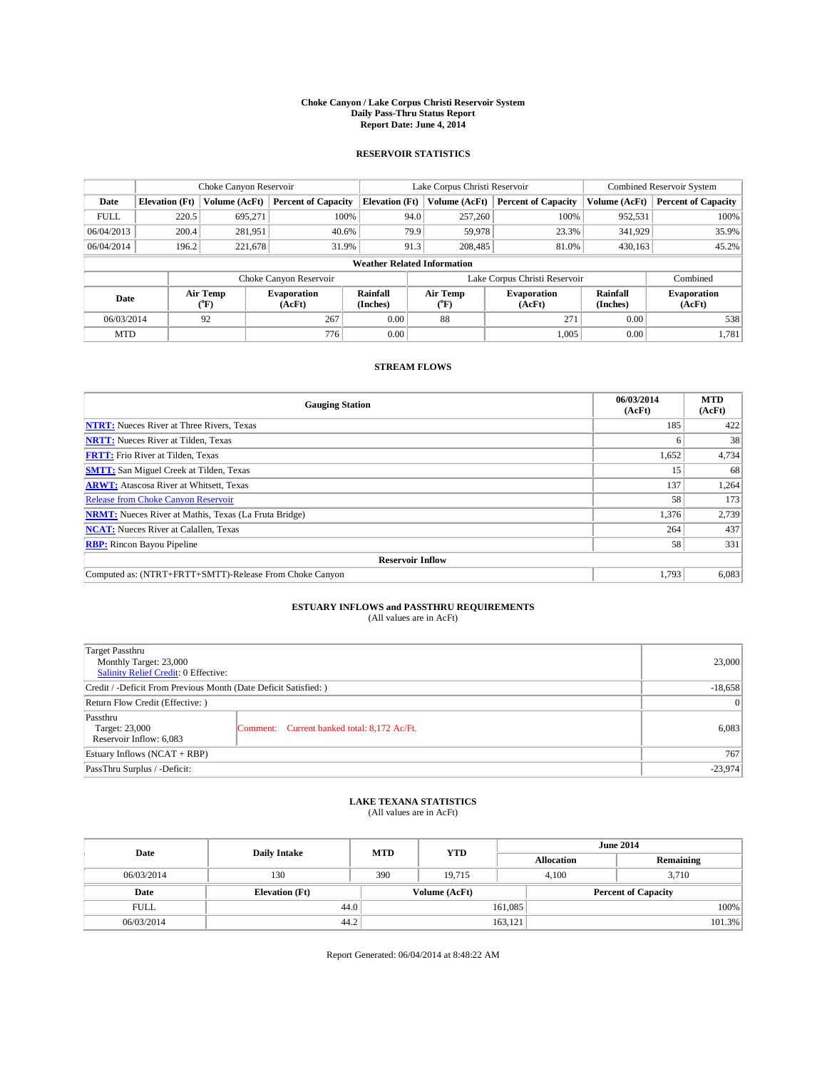# Choke Canyon / Lake Corpus Christi Reservoir System
## Daily Pass-Thru Status Report
### Report Date: June 4, 2014

## RESERVOIR STATISTICS

| | Choke Canyon Reservoir | | | Lake Corpus Christi Reservoir | | | Combined Reservoir System | |
|---|---|---|---|---|---|---|---|---|
| Date | Elevation (Ft) | Volume (AcFt) | Percent of Capacity | Elevation (Ft) | Volume (AcFt) | Percent of Capacity | Volume (AcFt) | Percent of Capacity |
| FULL | 220.5 | 695,271 | 100% | 94.0 | 257,260 | 100% | 952,531 | 100% |
| 06/04/2013 | 200.4 | 281,951 | 40.6% | 79.9 | 59,978 | 23.3% | 341,929 | 35.9% |
| 06/04/2014 | 196.2 | 221,678 | 31.9% | 91.3 | 208,485 | 81.0% | 430,163 | 45.2% |

**Weather Related Information**

| | Choke Canyon Reservoir | | | Lake Corpus Christi Reservoir | | | Combined |
|---|---|---|---|---|---|---|---|
| Date | Air Temp (°F) | Evaporation (AcFt) | Rainfall (Inches) | Air Temp (°F) | Evaporation (AcFt) | Rainfall (Inches) | Evaporation (AcFt) |
| 06/03/2014 | 92 | 267 | 0.00 | 88 | 271 | 0.00 | 538 |
| MTD | | 776 | 0.00 | | 1,005 | 0.00 | 1,781 |

## STREAM FLOWS

| Gauging Station | 06/03/2014 (AcFt) | MTD (AcFt) |
|---|---|---|
| **NTRT:** Nueces River at Three Rivers, Texas | 185 | 422 |
| **NRTT:** Nueces River at Tilden, Texas | 6 | 38 |
| **FRTT:** Frio River at Tilden, Texas | 1,652 | 4,734 |
| **SMTT:** San Miguel Creek at Tilden, Texas | 15 | 68 |
| **ARWT:** Atascosa River at Whitsett, Texas | 137 | 1,264 |
| Release from Choke Canyon Reservoir | 58 | 173 |
| **NRMT:** Nueces River at Mathis, Texas (La Fruta Bridge) | 1,376 | 2,739 |
| **NCAT:** Nueces River at Calallen, Texas | 264 | 437 |
| **RBP:** Rincon Bayou Pipeline | 58 | 331 |
| **Reservoir Inflow** | | |
| Computed as: (NTRT+FRTT+SMTT)-Release From Choke Canyon | 1,793 | 6,083 |

## ESTUARY INFLOWS and PASSTHRU REQUIREMENTS
(All values are in AcFt)

| | | |
|---|---|---|
| Target Passthru<br>Monthly Target: 23,000<br>Salinity Relief Credit: 0 Effective: | | 23,000 |
| Credit / -Deficit From Previous Month (Date Deficit Satisfied: ) | | -18,658 |
| Return Flow Credit (Effective: ) | | 0 |
| Passthru<br>Target: 23,000<br>Reservoir Inflow: 6,083 | Comment: Current banked total: 8,172 Ac/Ft. | 6,083 |
| Estuary Inflows (NCAT + RBP) | | 767 |
| PassThru Surplus / -Deficit: | | -23,974 |

## LAKE TEXANA STATISTICS
(All values are in AcFt)

| Date | Daily Intake | MTD | YTD | June 2014 Allocation | June 2014 Remaining |
|---|---|---|---|---|---|
| 06/03/2014 | 130 | 390 | 19,715 | 4,100 | 3,710 |

| Date | Elevation (Ft) | Volume (AcFt) | Percent of Capacity |
|---|---|---|---|
| FULL | 44.0 | 161,085 | 100% |
| 06/03/2014 | 44.2 | 163,121 | 101.3% |

Report Generated: 06/04/2014 at 8:48:22 AM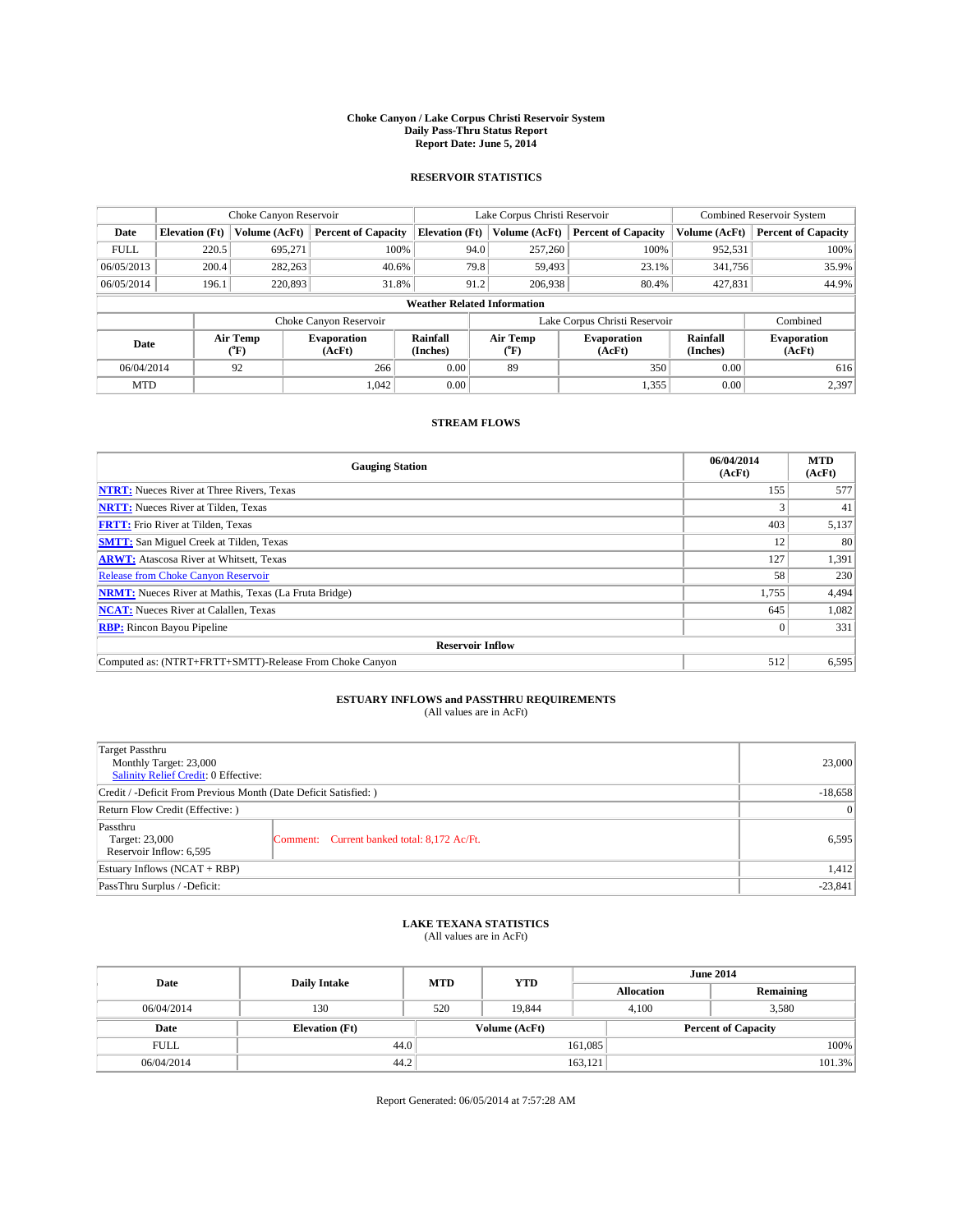# Choke Canyon / Lake Corpus Christi Reservoir System
## Daily Pass-Thru Status Report
### Report Date: June 5, 2014

## RESERVOIR STATISTICS

| | Choke Canyon Reservoir | | | Lake Corpus Christi Reservoir | | | Combined Reservoir System | |
|---|---|---|---|---|---|---|---|---|
| Date | Elevation (Ft) | Volume (AcFt) | Percent of Capacity | Elevation (Ft) | Volume (AcFt) | Percent of Capacity | Volume (AcFt) | Percent of Capacity |
| FULL | 220.5 | 695,271 | 100% | 94.0 | 257,260 | 100% | 952,531 | 100% |
| 06/05/2013 | 200.4 | 282,263 | 40.6% | 79.8 | 59,493 | 23.1% | 341,756 | 35.9% |
| 06/05/2014 | 196.1 | 220,893 | 31.8% | 91.2 | 206,938 | 80.4% | 427,831 | 44.9% |

**Weather Related Information**

| | Choke Canyon Reservoir | | | Lake Corpus Christi Reservoir | | | Combined |
|---|---|---|---|---|---|---|---|
| Date | Air Temp (°F) | Evaporation (AcFt) | Rainfall (Inches) | Air Temp (°F) | Evaporation (AcFt) | Rainfall (Inches) | Evaporation (AcFt) |
| 06/04/2014 | 92 | 266 | 0.00 | 89 | 350 | 0.00 | 616 |
| MTD | | 1,042 | 0.00 | | 1,355 | 0.00 | 2,397 |

## STREAM FLOWS

| Gauging Station | 06/04/2014 (AcFt) | MTD (AcFt) |
|---|---|---|
| **NTRT:** Nueces River at Three Rivers, Texas | 155 | 577 |
| **NRTT:** Nueces River at Tilden, Texas | 3 | 41 |
| **FRTT:** Frio River at Tilden, Texas | 403 | 5,137 |
| **SMTT:** San Miguel Creek at Tilden, Texas | 12 | 80 |
| **ARWT:** Atascosa River at Whitsett, Texas | 127 | 1,391 |
| Release from Choke Canyon Reservoir | 58 | 230 |
| **NRMT:** Nueces River at Mathis, Texas (La Fruta Bridge) | 1,755 | 4,494 |
| **NCAT:** Nueces River at Calallen, Texas | 645 | 1,082 |
| **RBP:** Rincon Bayou Pipeline | 0 | 331 |
| **Reservoir Inflow** | | |
| Computed as: (NTRT+FRTT+SMTT)-Release From Choke Canyon | 512 | 6,595 |

## ESTUARY INFLOWS and PASSTHRU REQUIREMENTS
(All values are in AcFt)

| | | |
|---|---|---|
| Target Passthru<br>Monthly Target: 23,000<br>Salinity Relief Credit: 0 Effective: | | 23,000 |
| Credit / -Deficit From Previous Month (Date Deficit Satisfied: ) | | -18,658 |
| Return Flow Credit (Effective: ) | | 0 |
| Passthru<br>Target: 23,000<br>Reservoir Inflow: 6,595 | Comment: Current banked total: 8,172 Ac/Ft. | 6,595 |
| Estuary Inflows (NCAT + RBP) | | 1,412 |
| PassThru Surplus / -Deficit: | | -23,841 |

## LAKE TEXANA STATISTICS
(All values are in AcFt)

| Date | Daily Intake | MTD | YTD | June 2014 Allocation | June 2014 Remaining |
|---|---|---|---|---|---|
| 06/04/2014 | 130 | 520 | 19,844 | 4,100 | 3,580 |

| Date | Elevation (Ft) | Volume (AcFt) | Percent of Capacity |
|---|---|---|---|
| FULL | 44.0 | 161,085 | 100% |
| 06/04/2014 | 44.2 | 163,121 | 101.3% |

Report Generated: 06/05/2014 at 7:57:28 AM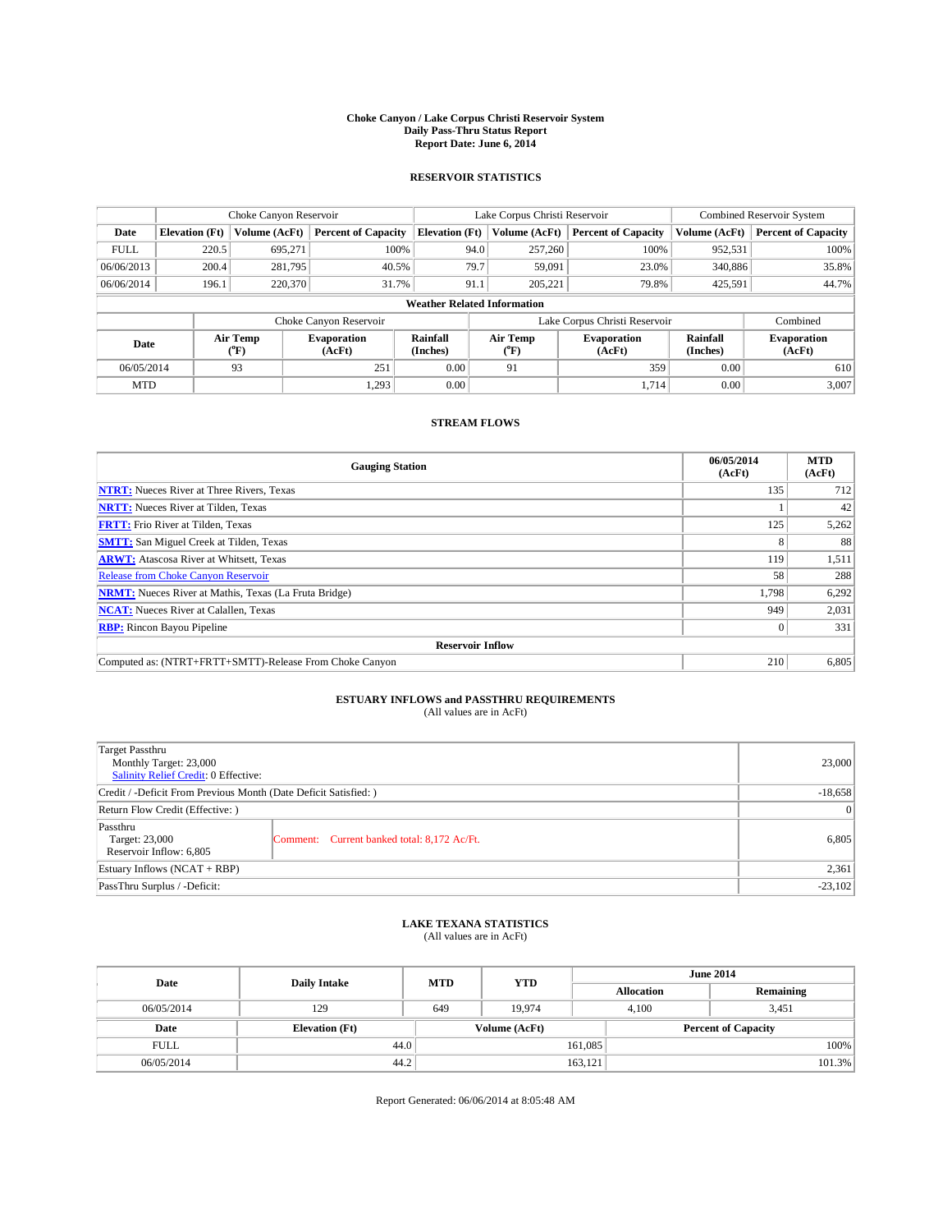# Choke Canyon / Lake Corpus Christi Reservoir System
## Daily Pass-Thru Status Report
### Report Date: June 6, 2014

## RESERVOIR STATISTICS

| | Choke Canyon Reservoir | | | Lake Corpus Christi Reservoir | | | Combined Reservoir System | |
|---|---|---|---|---|---|---|---|---|
| Date | Elevation (Ft) | Volume (AcFt) | Percent of Capacity | Elevation (Ft) | Volume (AcFt) | Percent of Capacity | Volume (AcFt) | Percent of Capacity |
| FULL | 220.5 | 695,271 | 100% | 94.0 | 257,260 | 100% | 952,531 | 100% |
| 06/06/2013 | 200.4 | 281,795 | 40.5% | 79.7 | 59,091 | 23.0% | 340,886 | 35.8% |
| 06/06/2014 | 196.1 | 220,370 | 31.7% | 91.1 | 205,221 | 79.8% | 425,591 | 44.7% |

### Weather Related Information

| | Choke Canyon Reservoir | | | Lake Corpus Christi Reservoir | | | Combined |
|---|---|---|---|---|---|---|---|
| Date | Air Temp (°F) | Evaporation (AcFt) | Rainfall (Inches) | Air Temp (°F) | Evaporation (AcFt) | Rainfall (Inches) | Evaporation (AcFt) |
| 06/05/2014 | 93 | 251 | 0.00 | 91 | 359 | 0.00 | 610 |
| MTD | | 1,293 | 0.00 | | 1,714 | 0.00 | 3,007 |

## STREAM FLOWS

| Gauging Station | 06/05/2014 (AcFt) | MTD (AcFt) |
|---|---|---|
| **NTRT:** Nueces River at Three Rivers, Texas | 135 | 712 |
| **NRTT:** Nueces River at Tilden, Texas | 1 | 42 |
| **FRTT:** Frio River at Tilden, Texas | 125 | 5,262 |
| **SMTT:** San Miguel Creek at Tilden, Texas | 8 | 88 |
| **ARWT:** Atascosa River at Whitsett, Texas | 119 | 1,511 |
| Release from Choke Canyon Reservoir | 58 | 288 |
| **NRMT:** Nueces River at Mathis, Texas (La Fruta Bridge) | 1,798 | 6,292 |
| **NCAT:** Nueces River at Calallen, Texas | 949 | 2,031 |
| **RBP:** Rincon Bayou Pipeline | 0 | 331 |
| **Reservoir Inflow** | | |
| Computed as: (NTRT+FRTT+SMTT)-Release From Choke Canyon | 210 | 6,805 |

## ESTUARY INFLOWS and PASSTHRU REQUIREMENTS
(All values are in AcFt)

| | | |
|---|---|---|
| Target Passthru<br>Monthly Target: 23,000<br>Salinity Relief Credit: 0 Effective: | | 23,000 |
| Credit / -Deficit From Previous Month (Date Deficit Satisfied: ) | | -18,658 |
| Return Flow Credit (Effective: ) | | 0 |
| Passthru<br>Target: 23,000<br>Reservoir Inflow: 6,805 | Comment: Current banked total: 8,172 Ac/Ft. | 6,805 |
| Estuary Inflows (NCAT + RBP) | | 2,361 |
| PassThru Surplus / -Deficit: | | -23,102 |

## LAKE TEXANA STATISTICS
(All values are in AcFt)

| Date | Daily Intake | MTD | YTD | June 2014 Allocation | June 2014 Remaining |
|---|---|---|---|---|---|
| 06/05/2014 | 129 | 649 | 19,974 | 4,100 | 3,451 |

| Date | Elevation (Ft) | Volume (AcFt) | Percent of Capacity |
|---|---|---|---|
| FULL | 44.0 | 161,085 | 100% |
| 06/05/2014 | 44.2 | 163,121 | 101.3% |

Report Generated: 06/06/2014 at 8:05:48 AM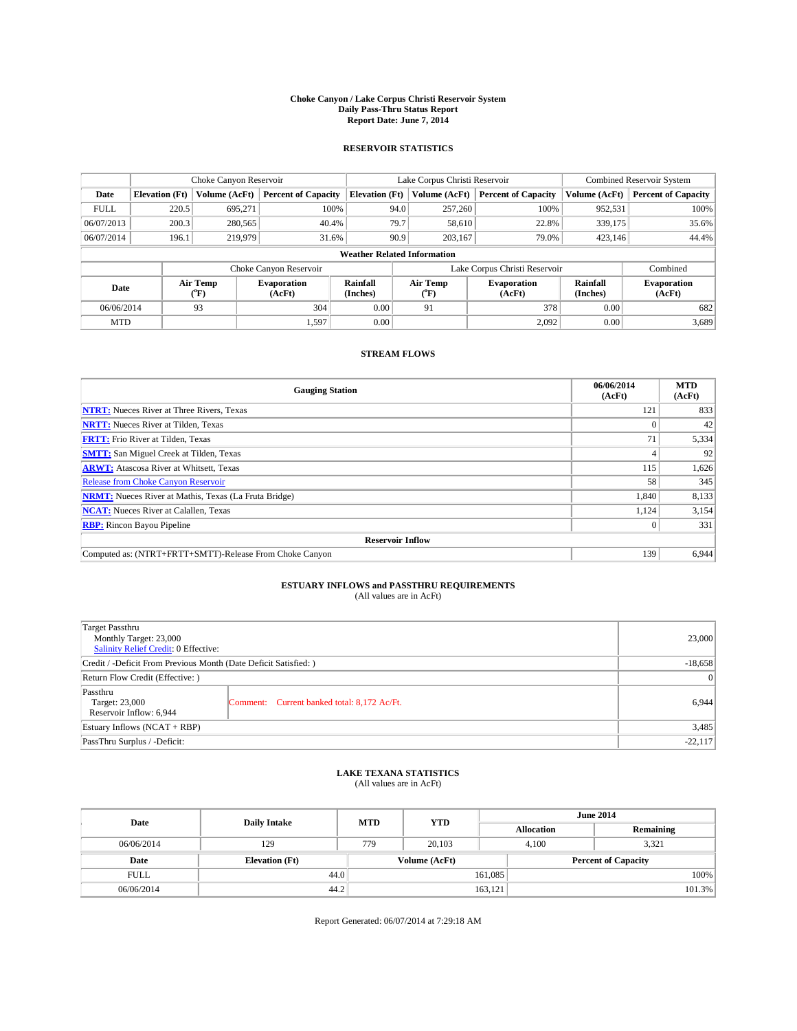**Choke Canyon / Lake Corpus Christi Reservoir System**
**Daily Pass-Thru Status Report**
**Report Date: June 7, 2014**

## RESERVOIR STATISTICS

| | Choke Canyon Reservoir | | | Lake Corpus Christi Reservoir | | | Combined Reservoir System | |
|---|---|---|---|---|---|---|---|---|
| **Date** | **Elevation (Ft)** | **Volume (AcFt)** | **Percent of Capacity** | **Elevation (Ft)** | **Volume (AcFt)** | **Percent of Capacity** | **Volume (AcFt)** | **Percent of Capacity** |
| FULL | 220.5 | 695,271 | 100% | 94.0 | 257,260 | 100% | 952,531 | 100% |
| 06/07/2013 | 200.3 | 280,565 | 40.4% | 79.7 | 58,610 | 22.8% | 339,175 | 35.6% |
| 06/07/2014 | 196.1 | 219,979 | 31.6% | 90.9 | 203,167 | 79.0% | 423,146 | 44.4% |

**Weather Related Information**

| | Choke Canyon Reservoir | | | Lake Corpus Christi Reservoir | | | Combined |
|---|---|---|---|---|---|---|---|
| **Date** | **Air Temp (°F)** | **Evaporation (AcFt)** | **Rainfall (Inches)** | **Air Temp (°F)** | **Evaporation (AcFt)** | **Rainfall (Inches)** | **Evaporation (AcFt)** |
| 06/06/2014 | 93 | 304 | 0.00 | 91 | 378 | 0.00 | 682 |
| MTD | | 1,597 | 0.00 | | 2,092 | 0.00 | 3,689 |

## STREAM FLOWS

| Gauging Station | 06/06/2014 (AcFt) | MTD (AcFt) |
|---|---|---|
| **NTRT:** Nueces River at Three Rivers, Texas | 121 | 833 |
| **NRTT:** Nueces River at Tilden, Texas | 0 | 42 |
| **FRTT:** Frio River at Tilden, Texas | 71 | 5,334 |
| **SMTT:** San Miguel Creek at Tilden, Texas | 4 | 92 |
| **ARWT:** Atascosa River at Whitsett, Texas | 115 | 1,626 |
| Release from Choke Canyon Reservoir | 58 | 345 |
| **NRMT:** Nueces River at Mathis, Texas (La Fruta Bridge) | 1,840 | 8,133 |
| **NCAT:** Nueces River at Calallen, Texas | 1,124 | 3,154 |
| **RBP:** Rincon Bayou Pipeline | 0 | 331 |
| **Reservoir Inflow** | | |
| Computed as: (NTRT+FRTT+SMTT)-Release From Choke Canyon | 139 | 6,944 |

## ESTUARY INFLOWS and PASSTHRU REQUIREMENTS
(All values are in AcFt)

| | | |
|---|---|---|
| Target Passthru<br>Monthly Target: 23,000<br>Salinity Relief Credit: 0 Effective: | | 23,000 |
| Credit / -Deficit From Previous Month (Date Deficit Satisfied: ) | | -18,658 |
| Return Flow Credit (Effective: ) | | 0 |
| Passthru<br>Target: 23,000<br>Reservoir Inflow: 6,944 | Comment: Current banked total: 8,172 Ac/Ft. | 6,944 |
| Estuary Inflows (NCAT + RBP) | | 3,485 |
| PassThru Surplus / -Deficit: | | -22,117 |

## LAKE TEXANA STATISTICS
(All values are in AcFt)

| Date | Daily Intake | MTD | YTD | June 2014 Allocation | June 2014 Remaining |
|---|---|---|---|---|---|
| 06/06/2014 | 129 | 779 | 20,103 | 4,100 | 3,321 |

| Date | Elevation (Ft) | Volume (AcFt) | Percent of Capacity |
|---|---|---|---|
| FULL | 44.0 | 161,085 | 100% |
| 06/06/2014 | 44.2 | 163,121 | 101.3% |

Report Generated: 06/07/2014 at 7:29:18 AM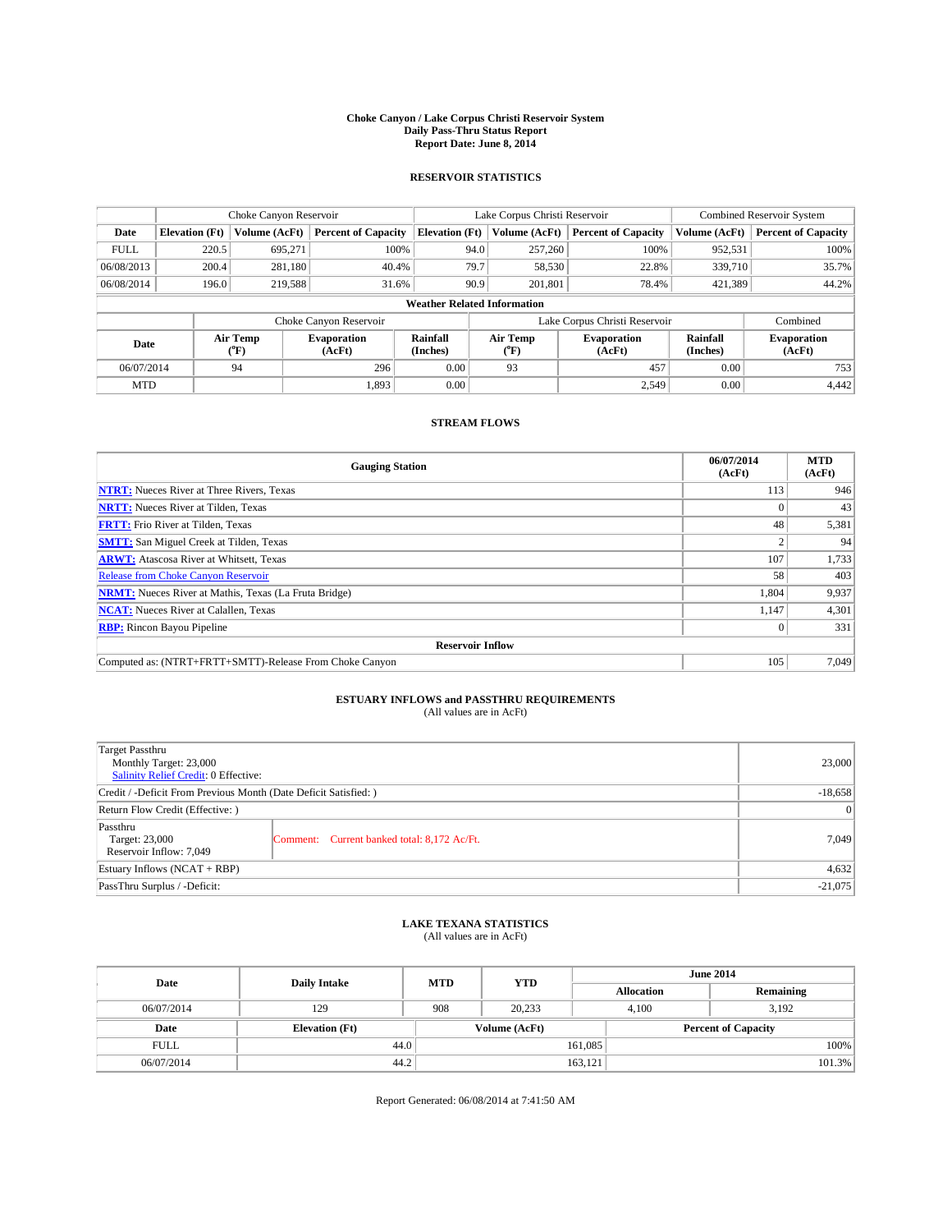# Choke Canyon / Lake Corpus Christi Reservoir System
## Daily Pass-Thru Status Report
## Report Date: June 8, 2014

### RESERVOIR STATISTICS

| | Choke Canyon Reservoir | | | Lake Corpus Christi Reservoir | | | Combined Reservoir System | |
|---|---|---|---|---|---|---|---|---|
| Date | Elevation (Ft) | Volume (AcFt) | Percent of Capacity | Elevation (Ft) | Volume (AcFt) | Percent of Capacity | Volume (AcFt) | Percent of Capacity |
| FULL | 220.5 | 695,271 | 100% | 94.0 | 257,260 | 100% | 952,531 | 100% |
| 06/08/2013 | 200.4 | 281,180 | 40.4% | 79.7 | 58,530 | 22.8% | 339,710 | 35.7% |
| 06/08/2014 | 196.0 | 219,588 | 31.6% | 90.9 | 201,801 | 78.4% | 421,389 | 44.2% |

**Weather Related Information**

| | Choke Canyon Reservoir | | | Lake Corpus Christi Reservoir | | | Combined |
|---|---|---|---|---|---|---|---|
| Date | Air Temp (°F) | Evaporation (AcFt) | Rainfall (Inches) | Air Temp (°F) | Evaporation (AcFt) | Rainfall (Inches) | Evaporation (AcFt) |
| 06/07/2014 | 94 | 296 | 0.00 | 93 | 457 | 0.00 | 753 |
| MTD | | 1,893 | 0.00 | | 2,549 | 0.00 | 4,442 |

### STREAM FLOWS

| Gauging Station | 06/07/2014 (AcFt) | MTD (AcFt) |
|---|---|---|
| **NTRT:** Nueces River at Three Rivers, Texas | 113 | 946 |
| **NRTT:** Nueces River at Tilden, Texas | 0 | 43 |
| **FRTT:** Frio River at Tilden, Texas | 48 | 5,381 |
| **SMTT:** San Miguel Creek at Tilden, Texas | 2 | 94 |
| **ARWT:** Atascosa River at Whitsett, Texas | 107 | 1,733 |
| Release from Choke Canyon Reservoir | 58 | 403 |
| **NRMT:** Nueces River at Mathis, Texas (La Fruta Bridge) | 1,804 | 9,937 |
| **NCAT:** Nueces River at Calallen, Texas | 1,147 | 4,301 |
| **RBP:** Rincon Bayou Pipeline | 0 | 331 |
| **Reservoir Inflow** | | |
| Computed as: (NTRT+FRTT+SMTT)-Release From Choke Canyon | 105 | 7,049 |

### ESTUARY INFLOWS and PASSTHRU REQUIREMENTS
(All values are in AcFt)

| | | |
|---|---|---|
| Target Passthru<br>Monthly Target: 23,000<br>Salinity Relief Credit: 0 Effective: | | 23,000 |
| Credit / -Deficit From Previous Month (Date Deficit Satisfied: ) | | -18,658 |
| Return Flow Credit (Effective: ) | | 0 |
| Passthru<br>Target: 23,000<br>Reservoir Inflow: 7,049 | Comment: Current banked total: 8,172 Ac/Ft. | 7,049 |
| Estuary Inflows (NCAT + RBP) | | 4,632 |
| PassThru Surplus / -Deficit: | | -21,075 |

### LAKE TEXANA STATISTICS
(All values are in AcFt)

| Date | Daily Intake | MTD | YTD | June 2014 Allocation | June 2014 Remaining |
|---|---|---|---|---|---|
| 06/07/2014 | 129 | 908 | 20,233 | 4,100 | 3,192 |

| Date | Elevation (Ft) | Volume (AcFt) | Percent of Capacity |
|---|---|---|---|
| FULL | 44.0 | 161,085 | 100% |
| 06/07/2014 | 44.2 | 163,121 | 101.3% |

Report Generated: 06/08/2014 at 7:41:50 AM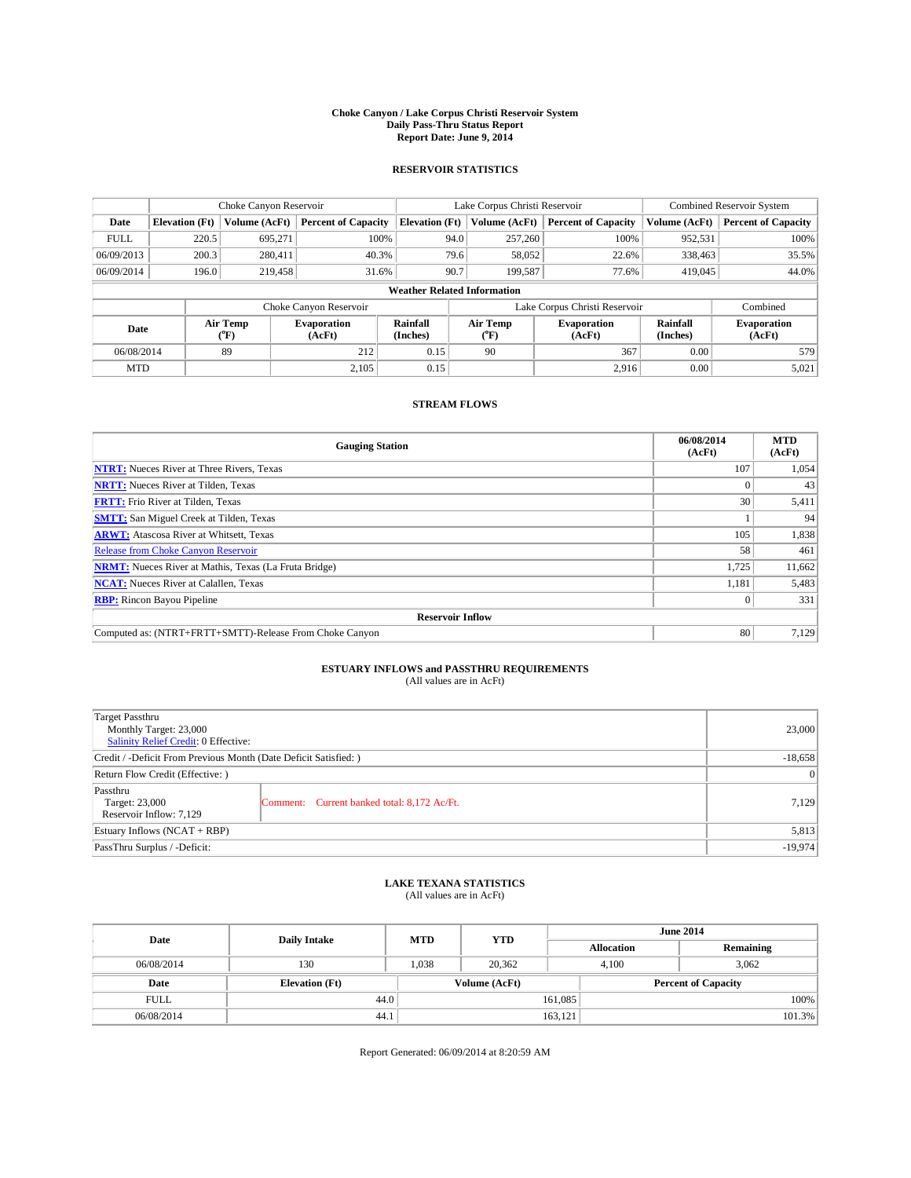# Choke Canyon / Lake Corpus Christi Reservoir System
## Daily Pass-Thru Status Report
## Report Date: June 9, 2014

### RESERVOIR STATISTICS

| | Choke Canyon Reservoir | | | Lake Corpus Christi Reservoir | | | Combined Reservoir System | |
|---|---|---|---|---|---|---|---|---|
| Date | Elevation (Ft) | Volume (AcFt) | Percent of Capacity | Elevation (Ft) | Volume (AcFt) | Percent of Capacity | Volume (AcFt) | Percent of Capacity |
| FULL | 220.5 | 695,271 | 100% | 94.0 | 257,260 | 100% | 952,531 | 100% |
| 06/09/2013 | 200.3 | 280,411 | 40.3% | 79.6 | 58,052 | 22.6% | 338,463 | 35.5% |
| 06/09/2014 | 196.0 | 219,458 | 31.6% | 90.7 | 199,587 | 77.6% | 419,045 | 44.0% |

**Weather Related Information**

| | Choke Canyon Reservoir | | | Lake Corpus Christi Reservoir | | | Combined |
|---|---|---|---|---|---|---|---|
| Date | Air Temp (°F) | Evaporation (AcFt) | Rainfall (Inches) | Air Temp (°F) | Evaporation (AcFt) | Rainfall (Inches) | Evaporation (AcFt) |
| 06/08/2014 | 89 | 212 | 0.15 | 90 | 367 | 0.00 | 579 |
| MTD | | 2,105 | 0.15 | | 2,916 | 0.00 | 5,021 |

### STREAM FLOWS

| Gauging Station | 06/08/2014 (AcFt) | MTD (AcFt) |
|---|---|---|
| **NTRT:** Nueces River at Three Rivers, Texas | 107 | 1,054 |
| **NRTT:** Nueces River at Tilden, Texas | 0 | 43 |
| **FRTT:** Frio River at Tilden, Texas | 30 | 5,411 |
| **SMTT:** San Miguel Creek at Tilden, Texas | 1 | 94 |
| **ARWT:** Atascosa River at Whitsett, Texas | 105 | 1,838 |
| Release from Choke Canyon Reservoir | 58 | 461 |
| **NRMT:** Nueces River at Mathis, Texas (La Fruta Bridge) | 1,725 | 11,662 |
| **NCAT:** Nueces River at Calallen, Texas | 1,181 | 5,483 |
| **RBP:** Rincon Bayou Pipeline | 0 | 331 |
| **Reservoir Inflow** | | |
| Computed as: (NTRT+FRTT+SMTT)-Release From Choke Canyon | 80 | 7,129 |

### ESTUARY INFLOWS and PASSTHRU REQUIREMENTS
(All values are in AcFt)

| | | |
|---|---|---|
| Target Passthru<br>Monthly Target: 23,000<br>Salinity Relief Credit: 0 Effective: | | 23,000 |
| Credit / -Deficit From Previous Month (Date Deficit Satisfied: ) | | -18,658 |
| Return Flow Credit (Effective: ) | | 0 |
| Passthru<br>Target: 23,000<br>Reservoir Inflow: 7,129 | Comment: Current banked total: 8,172 Ac/Ft. | 7,129 |
| Estuary Inflows (NCAT + RBP) | | 5,813 |
| PassThru Surplus / -Deficit: | | -19,974 |

### LAKE TEXANA STATISTICS
(All values are in AcFt)

| Date | Daily Intake | MTD | YTD | June 2014 Allocation | June 2014 Remaining |
|---|---|---|---|---|---|
| 06/08/2014 | 130 | 1,038 | 20,362 | 4,100 | 3,062 |

| Date | Elevation (Ft) | Volume (AcFt) | Percent of Capacity |
|---|---|---|---|
| FULL | 44.0 | 161,085 | 100% |
| 06/08/2014 | 44.1 | 163,121 | 101.3% |

Report Generated: 06/09/2014 at 8:20:59 AM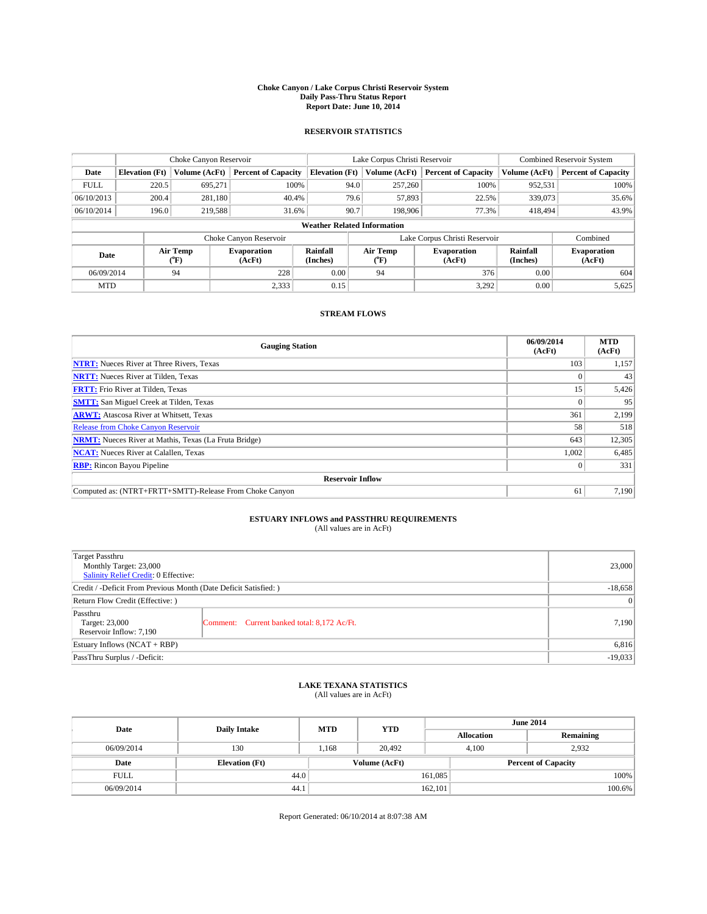# Choke Canyon / Lake Corpus Christi Reservoir System
## Daily Pass-Thru Status Report
### Report Date: June 10, 2014

## RESERVOIR STATISTICS

| | Choke Canyon Reservoir | | | Lake Corpus Christi Reservoir | | | Combined Reservoir System | |
|---|---|---|---|---|---|---|---|---|
| Date | Elevation (Ft) | Volume (AcFt) | Percent of Capacity | Elevation (Ft) | Volume (AcFt) | Percent of Capacity | Volume (AcFt) | Percent of Capacity |
| FULL | 220.5 | 695,271 | 100% | 94.0 | 257,260 | 100% | 952,531 | 100% |
| 06/10/2013 | 200.4 | 281,180 | 40.4% | 79.6 | 57,893 | 22.5% | 339,073 | 35.6% |
| 06/10/2014 | 196.0 | 219,588 | 31.6% | 90.7 | 198,906 | 77.3% | 418,494 | 43.9% |

**Weather Related Information**

| | Choke Canyon Reservoir | | | Lake Corpus Christi Reservoir | | | Combined |
|---|---|---|---|---|---|---|---|
| Date | Air Temp (°F) | Evaporation (AcFt) | Rainfall (Inches) | Air Temp (°F) | Evaporation (AcFt) | Rainfall (Inches) | Evaporation (AcFt) |
| 06/09/2014 | 94 | 228 | 0.00 | 94 | 376 | 0.00 | 604 |
| MTD | | 2,333 | 0.15 | | 3,292 | 0.00 | 5,625 |

## STREAM FLOWS

| Gauging Station | 06/09/2014 (AcFt) | MTD (AcFt) |
|---|---|---|
| **NTRT:** Nueces River at Three Rivers, Texas | 103 | 1,157 |
| **NRTT:** Nueces River at Tilden, Texas | 0 | 43 |
| **FRTT:** Frio River at Tilden, Texas | 15 | 5,426 |
| **SMTT:** San Miguel Creek at Tilden, Texas | 0 | 95 |
| **ARWT:** Atascosa River at Whitsett, Texas | 361 | 2,199 |
| Release from Choke Canyon Reservoir | 58 | 518 |
| **NRMT:** Nueces River at Mathis, Texas (La Fruta Bridge) | 643 | 12,305 |
| **NCAT:** Nueces River at Calallen, Texas | 1,002 | 6,485 |
| **RBP:** Rincon Bayou Pipeline | 0 | 331 |
| **Reservoir Inflow** | | |
| Computed as: (NTRT+FRTT+SMTT)-Release From Choke Canyon | 61 | 7,190 |

## ESTUARY INFLOWS and PASSTHRU REQUIREMENTS
(All values are in AcFt)

| | | |
|---|---|---|
| Target Passthru<br>Monthly Target: 23,000<br>Salinity Relief Credit: 0 Effective: | | 23,000 |
| Credit / -Deficit From Previous Month (Date Deficit Satisfied: ) | | -18,658 |
| Return Flow Credit (Effective: ) | | 0 |
| Passthru<br>Target: 23,000<br>Reservoir Inflow: 7,190 | Comment: Current banked total: 8,172 Ac/Ft. | 7,190 |
| Estuary Inflows (NCAT + RBP) | | 6,816 |
| PassThru Surplus / -Deficit: | | -19,033 |

## LAKE TEXANA STATISTICS
(All values are in AcFt)

| Date | Daily Intake | MTD | YTD | June 2014 Allocation | June 2014 Remaining |
|---|---|---|---|---|---|
| 06/09/2014 | 130 | 1,168 | 20,492 | 4,100 | 2,932 |

| Date | Elevation (Ft) | Volume (AcFt) | Percent of Capacity |
|---|---|---|---|
| FULL | 44.0 | 161,085 | 100% |
| 06/09/2014 | 44.1 | 162,101 | 100.6% |

Report Generated: 06/10/2014 at 8:07:38 AM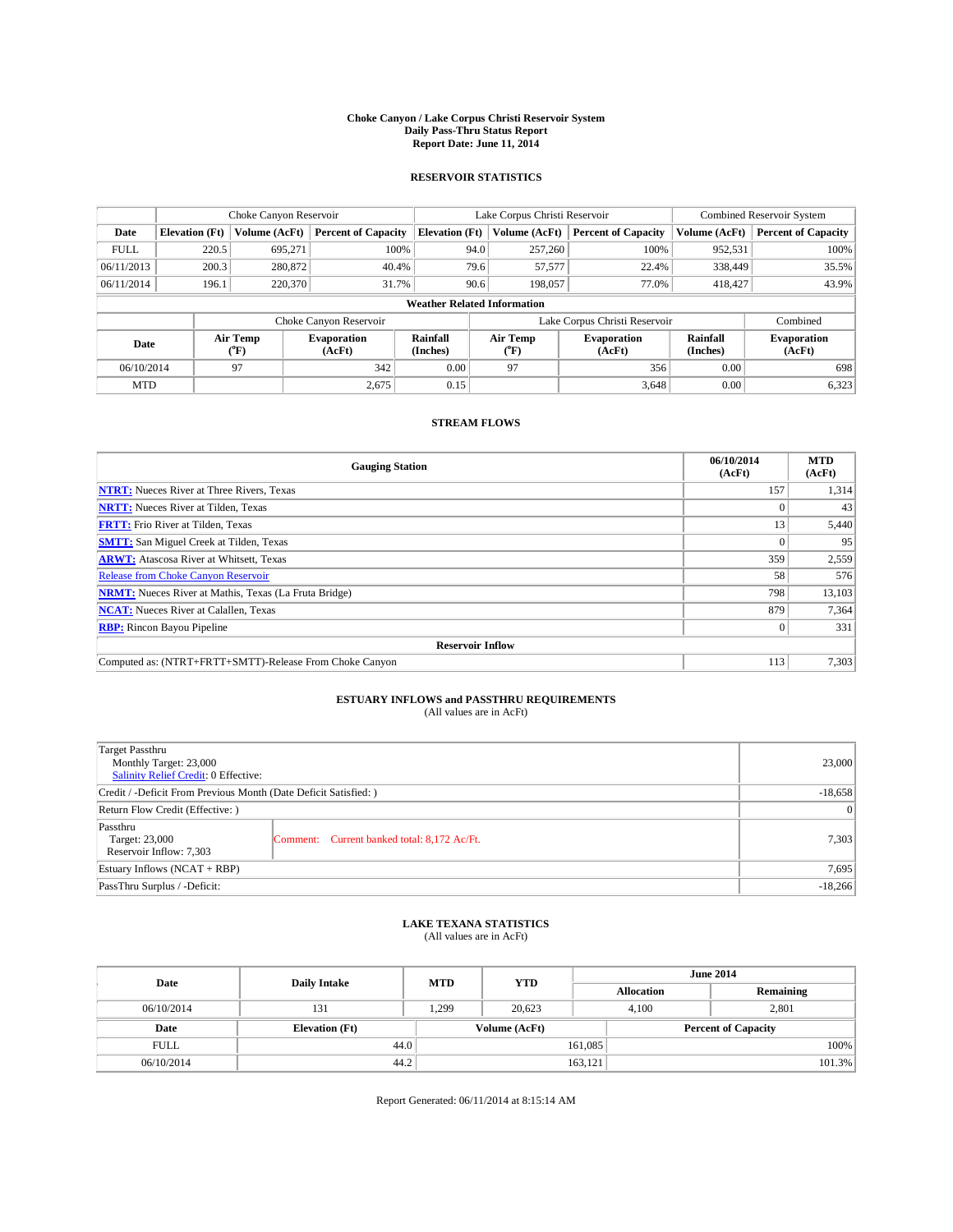# Choke Canyon / Lake Corpus Christi Reservoir System
## Daily Pass-Thru Status Report
### Report Date: June 11, 2014

## RESERVOIR STATISTICS

| | Choke Canyon Reservoir | | | Lake Corpus Christi Reservoir | | | Combined Reservoir System | |
|---|---|---|---|---|---|---|---|---|
| Date | Elevation (Ft) | Volume (AcFt) | Percent of Capacity | Elevation (Ft) | Volume (AcFt) | Percent of Capacity | Volume (AcFt) | Percent of Capacity |
| FULL | 220.5 | 695,271 | 100% | 94.0 | 257,260 | 100% | 952,531 | 100% |
| 06/11/2013 | 200.3 | 280,872 | 40.4% | 79.6 | 57,577 | 22.4% | 338,449 | 35.5% |
| 06/11/2014 | 196.1 | 220,370 | 31.7% | 90.6 | 198,057 | 77.0% | 418,427 | 43.9% |

**Weather Related Information**

| | Choke Canyon Reservoir | | | Lake Corpus Christi Reservoir | | | Combined |
|---|---|---|---|---|---|---|---|
| Date | Air Temp (°F) | Evaporation (AcFt) | Rainfall (Inches) | Air Temp (°F) | Evaporation (AcFt) | Rainfall (Inches) | Evaporation (AcFt) |
| 06/10/2014 | 97 | 342 | 0.00 | 97 | 356 | 0.00 | 698 |
| MTD | | 2,675 | 0.15 | | 3,648 | 0.00 | 6,323 |

## STREAM FLOWS

| Gauging Station | 06/10/2014 (AcFt) | MTD (AcFt) |
|---|---|---|
| NTRT: Nueces River at Three Rivers, Texas | 157 | 1,314 |
| NRTT: Nueces River at Tilden, Texas | 0 | 43 |
| FRTT: Frio River at Tilden, Texas | 13 | 5,440 |
| SMTT: San Miguel Creek at Tilden, Texas | 0 | 95 |
| ARWT: Atascosa River at Whitsett, Texas | 359 | 2,559 |
| Release from Choke Canyon Reservoir | 58 | 576 |
| NRMT: Nueces River at Mathis, Texas (La Fruta Bridge) | 798 | 13,103 |
| NCAT: Nueces River at Calallen, Texas | 879 | 7,364 |
| RBP: Rincon Bayou Pipeline | 0 | 331 |
| **Reservoir Inflow** | | |
| Computed as: (NTRT+FRTT+SMTT)-Release From Choke Canyon | 113 | 7,303 |

## ESTUARY INFLOWS and PASSTHRU REQUIREMENTS
(All values are in AcFt)

| | | |
|---|---|---|
| Target Passthru<br>Monthly Target: 23,000<br>Salinity Relief Credit: 0 Effective: | | 23,000 |
| Credit / -Deficit From Previous Month (Date Deficit Satisfied: ) | | -18,658 |
| Return Flow Credit (Effective: ) | | 0 |
| Passthru<br>Target: 23,000<br>Reservoir Inflow: 7,303 | Comment: Current banked total: 8,172 Ac/Ft. | 7,303 |
| Estuary Inflows (NCAT + RBP) | | 7,695 |
| PassThru Surplus / -Deficit: | | -18,266 |

## LAKE TEXANA STATISTICS
(All values are in AcFt)

| Date | Daily Intake | MTD | YTD | June 2014 Allocation | June 2014 Remaining |
|---|---|---|---|---|---|
| 06/10/2014 | 131 | 1,299 | 20,623 | 4,100 | 2,801 |

| Date | Elevation (Ft) | Volume (AcFt) | Percent of Capacity |
|---|---|---|---|
| FULL | 44.0 | 161,085 | 100% |
| 06/10/2014 | 44.2 | 163,121 | 101.3% |

Report Generated: 06/11/2014 at 8:15:14 AM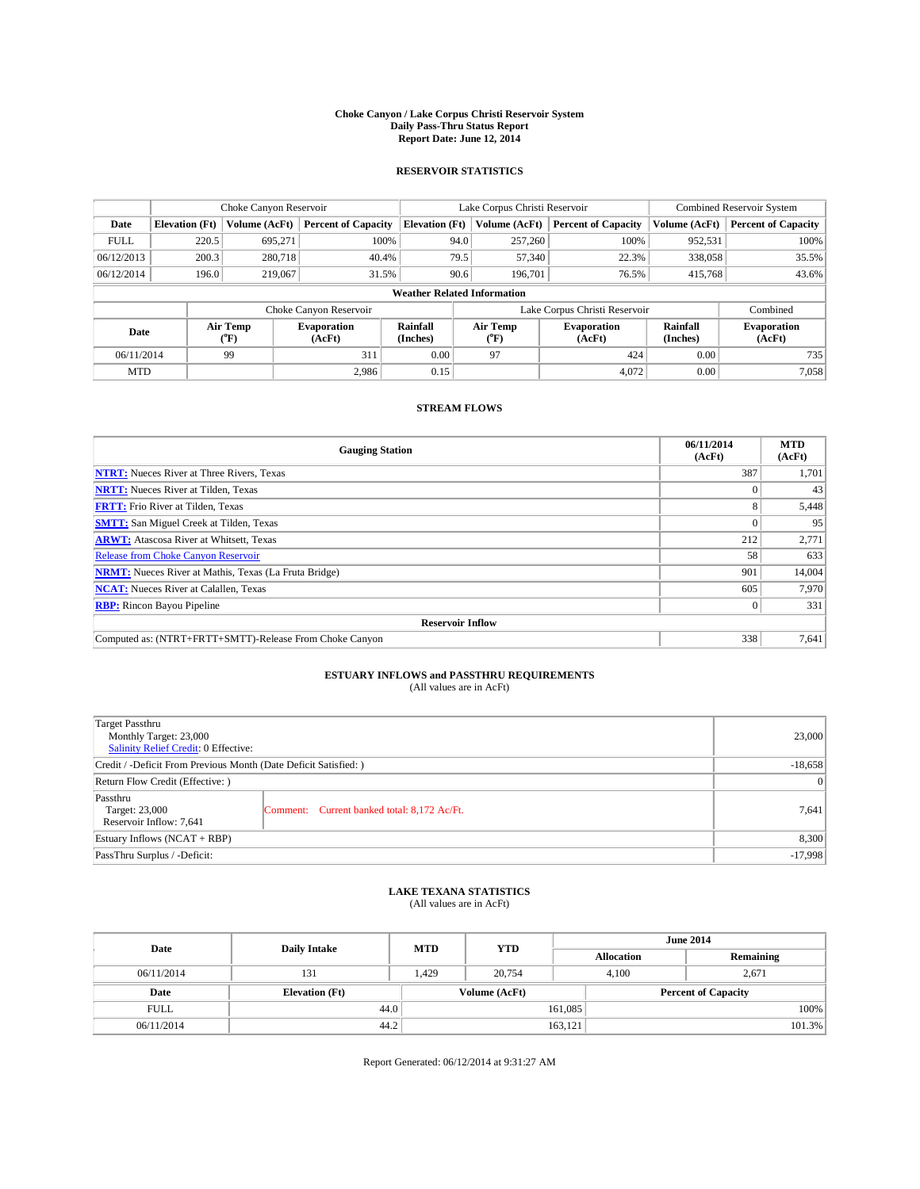# Choke Canyon / Lake Corpus Christi Reservoir System
## Daily Pass-Thru Status Report
### Report Date: June 12, 2014

## RESERVOIR STATISTICS

| | Choke Canyon Reservoir | | | Lake Corpus Christi Reservoir | | | Combined Reservoir System | |
|---|---|---|---|---|---|---|---|---|
| Date | Elevation (Ft) | Volume (AcFt) | Percent of Capacity | Elevation (Ft) | Volume (AcFt) | Percent of Capacity | Volume (AcFt) | Percent of Capacity |
| FULL | 220.5 | 695,271 | 100% | 94.0 | 257,260 | 100% | 952,531 | 100% |
| 06/12/2013 | 200.3 | 280,718 | 40.4% | 79.5 | 57,340 | 22.3% | 338,058 | 35.5% |
| 06/12/2014 | 196.0 | 219,067 | 31.5% | 90.6 | 196,701 | 76.5% | 415,768 | 43.6% |

**Weather Related Information**

| | Choke Canyon Reservoir | | | Lake Corpus Christi Reservoir | | | Combined |
|---|---|---|---|---|---|---|---|
| Date | Air Temp (°F) | Evaporation (AcFt) | Rainfall (Inches) | Air Temp (°F) | Evaporation (AcFt) | Rainfall (Inches) | Evaporation (AcFt) |
| 06/11/2014 | 99 | 311 | 0.00 | 97 | 424 | 0.00 | 735 |
| MTD | | 2,986 | 0.15 | | 4,072 | 0.00 | 7,058 |

## STREAM FLOWS

| Gauging Station | 06/11/2014 (AcFt) | MTD (AcFt) |
|---|---|---|
| NTRT: Nueces River at Three Rivers, Texas | 387 | 1,701 |
| NRTT: Nueces River at Tilden, Texas | 0 | 43 |
| FRTT: Frio River at Tilden, Texas | 8 | 5,448 |
| SMTT: San Miguel Creek at Tilden, Texas | 0 | 95 |
| ARWT: Atascosa River at Whitsett, Texas | 212 | 2,771 |
| Release from Choke Canyon Reservoir | 58 | 633 |
| NRMT: Nueces River at Mathis, Texas (La Fruta Bridge) | 901 | 14,004 |
| NCAT: Nueces River at Calallen, Texas | 605 | 7,970 |
| RBP: Rincon Bayou Pipeline | 0 | 331 |
| **Reservoir Inflow** | | |
| Computed as: (NTRT+FRTT+SMTT)-Release From Choke Canyon | 338 | 7,641 |

## ESTUARY INFLOWS and PASSTHRU REQUIREMENTS
(All values are in AcFt)

| | | |
|---|---|---|
| Target Passthru<br>Monthly Target: 23,000<br>Salinity Relief Credit: 0 Effective: | | 23,000 |
| Credit / -Deficit From Previous Month (Date Deficit Satisfied: ) | | -18,658 |
| Return Flow Credit (Effective: ) | | 0 |
| Passthru<br>Target: 23,000<br>Reservoir Inflow: 7,641 | Comment: Current banked total: 8,172 Ac/Ft. | 7,641 |
| Estuary Inflows (NCAT + RBP) | | 8,300 |
| PassThru Surplus / -Deficit: | | -17,998 |

## LAKE TEXANA STATISTICS
(All values are in AcFt)

| Date | Daily Intake | MTD | YTD | June 2014 Allocation | June 2014 Remaining |
|---|---|---|---|---|---|
| 06/11/2014 | 131 | 1,429 | 20,754 | 4,100 | 2,671 |

| Date | Elevation (Ft) | Volume (AcFt) | Percent of Capacity |
|---|---|---|---|
| FULL | 44.0 | 161,085 | 100% |
| 06/11/2014 | 44.2 | 163,121 | 101.3% |

Report Generated: 06/12/2014 at 9:31:27 AM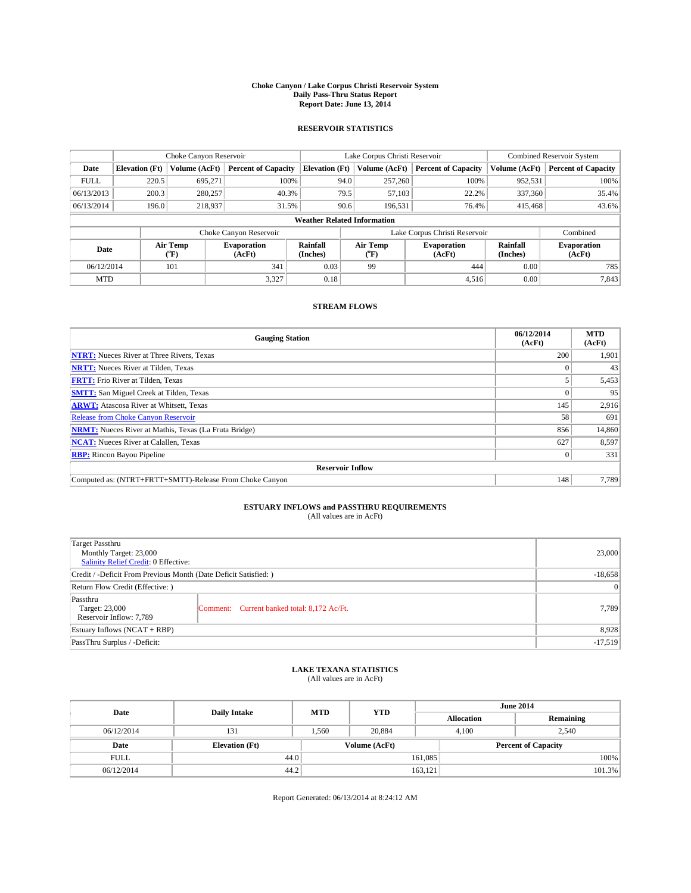# Choke Canyon / Lake Corpus Christi Reservoir System
## Daily Pass-Thru Status Report
### Report Date: June 13, 2014

## RESERVOIR STATISTICS

| | Choke Canyon Reservoir | | | Lake Corpus Christi Reservoir | | | Combined Reservoir System | |
|---|---|---|---|---|---|---|---|---|
| Date | Elevation (Ft) | Volume (AcFt) | Percent of Capacity | Elevation (Ft) | Volume (AcFt) | Percent of Capacity | Volume (AcFt) | Percent of Capacity |
| FULL | 220.5 | 695,271 | 100% | 94.0 | 257,260 | 100% | 952,531 | 100% |
| 06/13/2013 | 200.3 | 280,257 | 40.3% | 79.5 | 57,103 | 22.2% | 337,360 | 35.4% |
| 06/13/2014 | 196.0 | 218,937 | 31.5% | 90.6 | 196,531 | 76.4% | 415,468 | 43.6% |

**Weather Related Information**

| | Choke Canyon Reservoir | | | Lake Corpus Christi Reservoir | | | Combined |
|---|---|---|---|---|---|---|---|
| Date | Air Temp (°F) | Evaporation (AcFt) | Rainfall (Inches) | Air Temp (°F) | Evaporation (AcFt) | Rainfall (Inches) | Evaporation (AcFt) |
| 06/12/2014 | 101 | 341 | 0.03 | 99 | 444 | 0.00 | 785 |
| MTD | | 3,327 | 0.18 | | 4,516 | 0.00 | 7,843 |

## STREAM FLOWS

| Gauging Station | 06/12/2014 (AcFt) | MTD (AcFt) |
|---|---|---|
| **NTRT:** Nueces River at Three Rivers, Texas | 200 | 1,901 |
| **NRTT:** Nueces River at Tilden, Texas | 0 | 43 |
| **FRTT:** Frio River at Tilden, Texas | 5 | 5,453 |
| **SMTT:** San Miguel Creek at Tilden, Texas | 0 | 95 |
| **ARWT:** Atascosa River at Whitsett, Texas | 145 | 2,916 |
| Release from Choke Canyon Reservoir | 58 | 691 |
| **NRMT:** Nueces River at Mathis, Texas (La Fruta Bridge) | 856 | 14,860 |
| **NCAT:** Nueces River at Calallen, Texas | 627 | 8,597 |
| **RBP:** Rincon Bayou Pipeline | 0 | 331 |
| **Reservoir Inflow** | | |
| Computed as: (NTRT+FRTT+SMTT)-Release From Choke Canyon | 148 | 7,789 |

## ESTUARY INFLOWS and PASSTHRU REQUIREMENTS
(All values are in AcFt)

| | | |
|---|---|---|
| Target Passthru<br>Monthly Target: 23,000<br>Salinity Relief Credit: 0 Effective: | | 23,000 |
| Credit / -Deficit From Previous Month (Date Deficit Satisfied: ) | | -18,658 |
| Return Flow Credit (Effective: ) | | 0 |
| Passthru<br>Target: 23,000<br>Reservoir Inflow: 7,789 | Comment: Current banked total: 8,172 Ac/Ft. | 7,789 |
| Estuary Inflows (NCAT + RBP) | | 8,928 |
| PassThru Surplus / -Deficit: | | -17,519 |

## LAKE TEXANA STATISTICS
(All values are in AcFt)

| Date | Daily Intake | MTD | YTD | June 2014 Allocation | June 2014 Remaining |
|---|---|---|---|---|---|
| 06/12/2014 | 131 | 1,560 | 20,884 | 4,100 | 2,540 |

| Date | Elevation (Ft) | Volume (AcFt) | Percent of Capacity |
|---|---|---|---|
| FULL | 44.0 | 161,085 | 100% |
| 06/12/2014 | 44.2 | 163,121 | 101.3% |

Report Generated: 06/13/2014 at 8:24:12 AM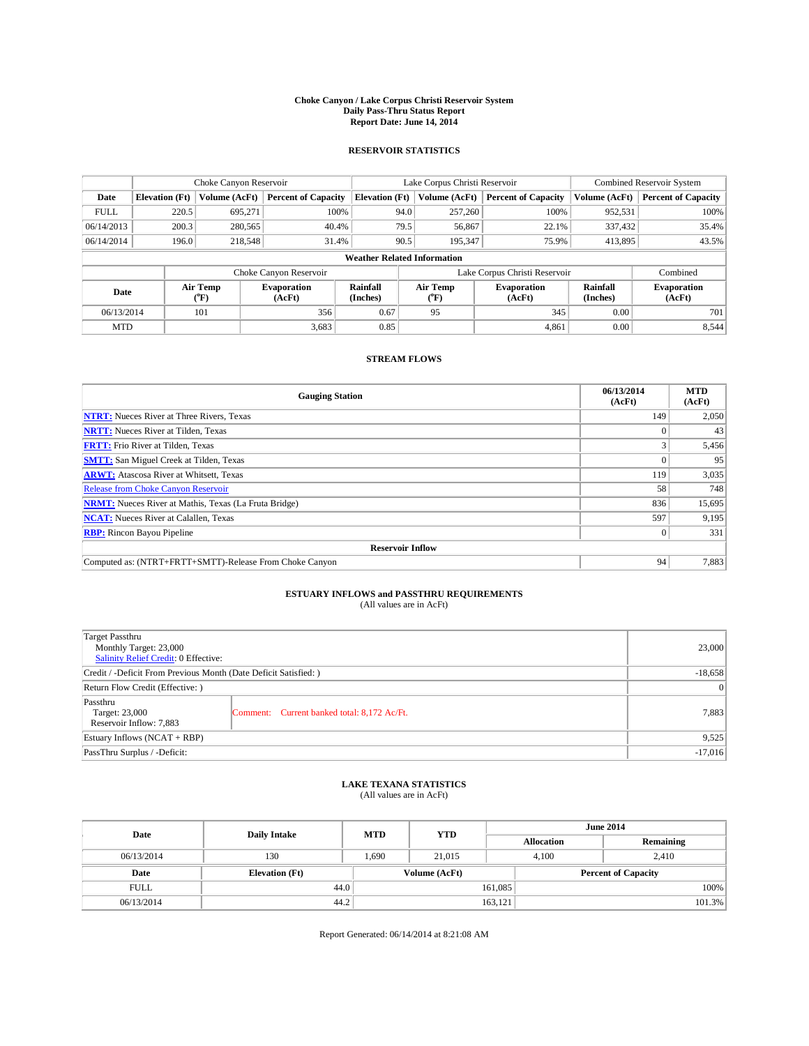**Choke Canyon / Lake Corpus Christi Reservoir System**
**Daily Pass-Thru Status Report**
**Report Date: June 14, 2014**

## RESERVOIR STATISTICS

| | Choke Canyon Reservoir | | | Lake Corpus Christi Reservoir | | | Combined Reservoir System | |
|---|---|---|---|---|---|---|---|---|
| Date | Elevation (Ft) | Volume (AcFt) | Percent of Capacity | Elevation (Ft) | Volume (AcFt) | Percent of Capacity | Volume (AcFt) | Percent of Capacity |
| FULL | 220.5 | 695,271 | 100% | 94.0 | 257,260 | 100% | 952,531 | 100% |
| 06/14/2013 | 200.3 | 280,565 | 40.4% | 79.5 | 56,867 | 22.1% | 337,432 | 35.4% |
| 06/14/2014 | 196.0 | 218,548 | 31.4% | 90.5 | 195,347 | 75.9% | 413,895 | 43.5% |

**Weather Related Information**

| | Choke Canyon Reservoir | | | Lake Corpus Christi Reservoir | | | Combined |
|---|---|---|---|---|---|---|---|
| Date | Air Temp (°F) | Evaporation (AcFt) | Rainfall (Inches) | Air Temp (°F) | Evaporation (AcFt) | Rainfall (Inches) | Evaporation (AcFt) |
| 06/13/2014 | 101 | 356 | 0.67 | 95 | 345 | 0.00 | 701 |
| MTD | | 3,683 | 0.85 | | 4,861 | 0.00 | 8,544 |

## STREAM FLOWS

| Gauging Station | 06/13/2014 (AcFt) | MTD (AcFt) |
|---|---|---|
| **NTRT:** Nueces River at Three Rivers, Texas | 149 | 2,050 |
| **NRTT:** Nueces River at Tilden, Texas | 0 | 43 |
| **FRTT:** Frio River at Tilden, Texas | 3 | 5,456 |
| **SMTT:** San Miguel Creek at Tilden, Texas | 0 | 95 |
| **ARWT:** Atascosa River at Whitsett, Texas | 119 | 3,035 |
| Release from Choke Canyon Reservoir | 58 | 748 |
| **NRMT:** Nueces River at Mathis, Texas (La Fruta Bridge) | 836 | 15,695 |
| **NCAT:** Nueces River at Calallen, Texas | 597 | 9,195 |
| **RBP:** Rincon Bayou Pipeline | 0 | 331 |
| **Reservoir Inflow** | | |
| Computed as: (NTRT+FRTT+SMTT)-Release From Choke Canyon | 94 | 7,883 |

## ESTUARY INFLOWS and PASSTHRU REQUIREMENTS
(All values are in AcFt)

| | | |
|---|---|---|
| Target Passthru<br>Monthly Target: 23,000<br>Salinity Relief Credit: 0 Effective: | | 23,000 |
| Credit / -Deficit From Previous Month (Date Deficit Satisfied: ) | | -18,658 |
| Return Flow Credit (Effective: ) | | 0 |
| Passthru<br>Target: 23,000<br>Reservoir Inflow: 7,883 | Comment: Current banked total: 8,172 Ac/Ft. | 7,883 |
| Estuary Inflows (NCAT + RBP) | | 9,525 |
| PassThru Surplus / -Deficit: | | -17,016 |

## LAKE TEXANA STATISTICS
(All values are in AcFt)

| Date | Daily Intake | MTD | YTD | June 2014 Allocation | June 2014 Remaining |
|---|---|---|---|---|---|
| 06/13/2014 | 130 | 1,690 | 21,015 | 4,100 | 2,410 |

| Date | Elevation (Ft) | Volume (AcFt) | Percent of Capacity |
|---|---|---|---|
| FULL | 44.0 | 161,085 | 100% |
| 06/13/2014 | 44.2 | 163,121 | 101.3% |

Report Generated: 06/14/2014 at 8:21:08 AM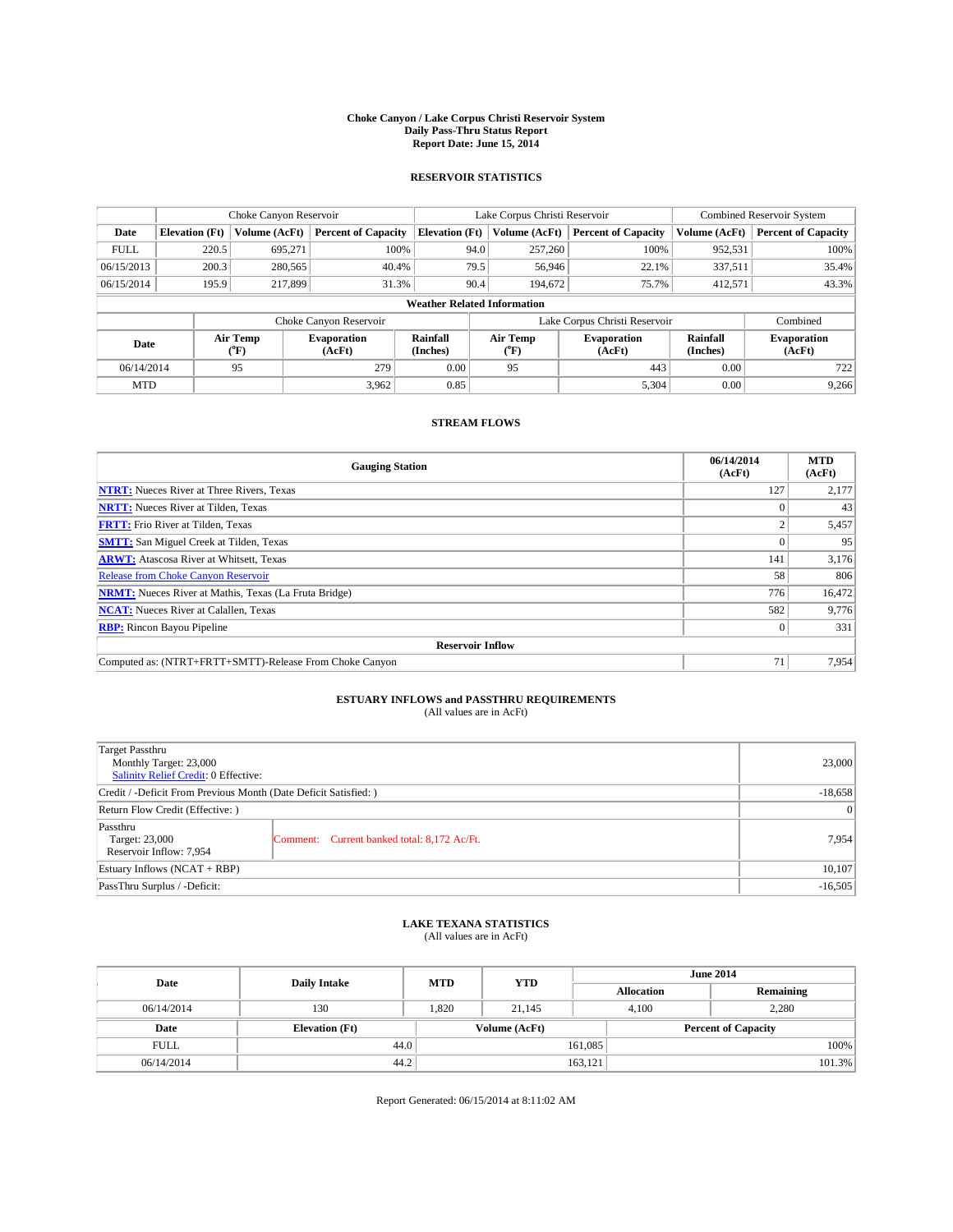**Choke Canyon / Lake Corpus Christi Reservoir System**
**Daily Pass-Thru Status Report**
**Report Date: June 15, 2014**

## RESERVOIR STATISTICS

| | Choke Canyon Reservoir | | | Lake Corpus Christi Reservoir | | | Combined Reservoir System | |
|---|---|---|---|---|---|---|---|---|
| **Date** | **Elevation (Ft)** | **Volume (AcFt)** | **Percent of Capacity** | **Elevation (Ft)** | **Volume (AcFt)** | **Percent of Capacity** | **Volume (AcFt)** | **Percent of Capacity** |
| FULL | 220.5 | 695,271 | 100% | 94.0 | 257,260 | 100% | 952,531 | 100% |
| 06/15/2013 | 200.3 | 280,565 | 40.4% | 79.5 | 56,946 | 22.1% | 337,511 | 35.4% |
| 06/15/2014 | 195.9 | 217,899 | 31.3% | 90.4 | 194,672 | 75.7% | 412,571 | 43.3% |

**Weather Related Information**

| | Choke Canyon Reservoir | | | Lake Corpus Christi Reservoir | | | Combined |
|---|---|---|---|---|---|---|---|
| **Date** | **Air Temp (°F)** | **Evaporation (AcFt)** | **Rainfall (Inches)** | **Air Temp (°F)** | **Evaporation (AcFt)** | **Rainfall (Inches)** | **Evaporation (AcFt)** |
| 06/14/2014 | 95 | 279 | 0.00 | 95 | 443 | 0.00 | 722 |
| MTD | | 3,962 | 0.85 | | 5,304 | 0.00 | 9,266 |

## STREAM FLOWS

| Gauging Station | 06/14/2014 (AcFt) | MTD (AcFt) |
|---|---|---|
| **NTRT:** Nueces River at Three Rivers, Texas | 127 | 2,177 |
| **NRTT:** Nueces River at Tilden, Texas | 0 | 43 |
| **FRTT:** Frio River at Tilden, Texas | 2 | 5,457 |
| **SMTT:** San Miguel Creek at Tilden, Texas | 0 | 95 |
| **ARWT:** Atascosa River at Whitsett, Texas | 141 | 3,176 |
| Release from Choke Canyon Reservoir | 58 | 806 |
| **NRMT:** Nueces River at Mathis, Texas (La Fruta Bridge) | 776 | 16,472 |
| **NCAT:** Nueces River at Calallen, Texas | 582 | 9,776 |
| **RBP:** Rincon Bayou Pipeline | 0 | 331 |
| **Reservoir Inflow** | | |
| Computed as: (NTRT+FRTT+SMTT)-Release From Choke Canyon | 71 | 7,954 |

## ESTUARY INFLOWS and PASSTHRU REQUIREMENTS
(All values are in AcFt)

| | | |
|---|---|---|
| Target Passthru<br>Monthly Target: 23,000<br>Salinity Relief Credit: 0 Effective: | | 23,000 |
| Credit / -Deficit From Previous Month (Date Deficit Satisfied: ) | | -18,658 |
| Return Flow Credit (Effective: ) | | 0 |
| Passthru<br>Target: 23,000<br>Reservoir Inflow: 7,954 | Comment: Current banked total: 8,172 Ac/Ft. | 7,954 |
| Estuary Inflows (NCAT + RBP) | | 10,107 |
| PassThru Surplus / -Deficit: | | -16,505 |

## LAKE TEXANA STATISTICS
(All values are in AcFt)

| Date | Daily Intake | MTD | YTD | June 2014 Allocation | June 2014 Remaining |
|---|---|---|---|---|---|
| 06/14/2014 | 130 | 1,820 | 21,145 | 4,100 | 2,280 |

| Date | Elevation (Ft) | Volume (AcFt) | Percent of Capacity |
|---|---|---|---|
| FULL | 44.0 | 161,085 | 100% |
| 06/14/2014 | 44.2 | 163,121 | 101.3% |

Report Generated: 06/15/2014 at 8:11:02 AM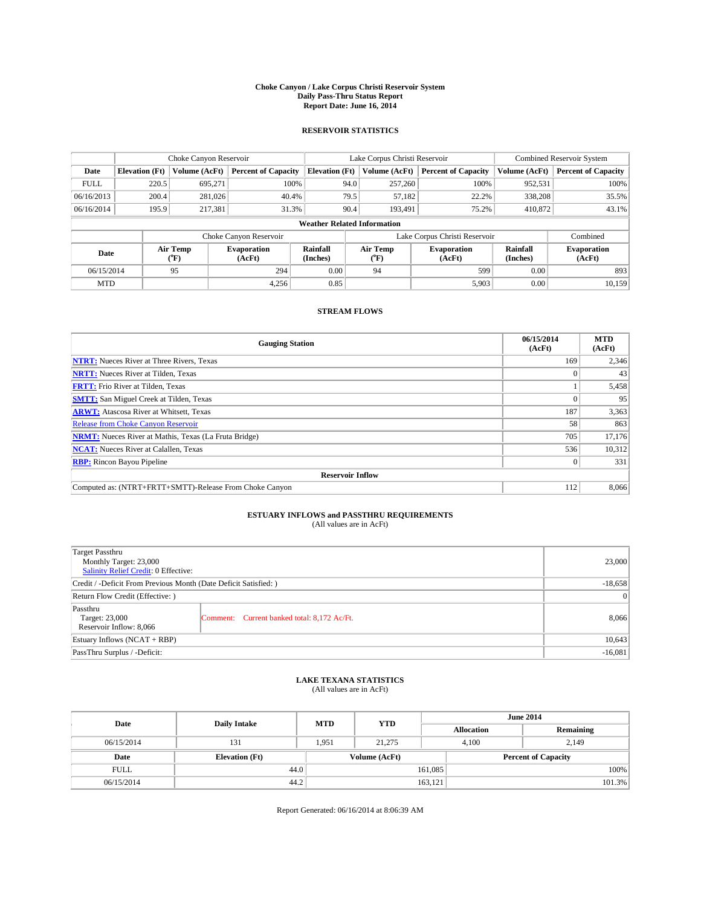# Choke Canyon / Lake Corpus Christi Reservoir System
## Daily Pass-Thru Status Report
### Report Date: June 16, 2014

## RESERVOIR STATISTICS

| | Choke Canyon Reservoir | | | Lake Corpus Christi Reservoir | | | Combined Reservoir System | |
|---|---|---|---|---|---|---|---|---|
| Date | Elevation (Ft) | Volume (AcFt) | Percent of Capacity | Elevation (Ft) | Volume (AcFt) | Percent of Capacity | Volume (AcFt) | Percent of Capacity |
| FULL | 220.5 | 695,271 | 100% | 94.0 | 257,260 | 100% | 952,531 | 100% |
| 06/16/2013 | 200.4 | 281,026 | 40.4% | 79.5 | 57,182 | 22.2% | 338,208 | 35.5% |
| 06/16/2014 | 195.9 | 217,381 | 31.3% | 90.4 | 193,491 | 75.2% | 410,872 | 43.1% |

**Weather Related Information**

| | Choke Canyon Reservoir | | | Lake Corpus Christi Reservoir | | | Combined |
|---|---|---|---|---|---|---|---|
| Date | Air Temp (°F) | Evaporation (AcFt) | Rainfall (Inches) | Air Temp (°F) | Evaporation (AcFt) | Rainfall (Inches) | Evaporation (AcFt) |
| 06/15/2014 | 95 | 294 | 0.00 | 94 | 599 | 0.00 | 893 |
| MTD | | 4,256 | 0.85 | | 5,903 | 0.00 | 10,159 |

## STREAM FLOWS

| Gauging Station | 06/15/2014 (AcFt) | MTD (AcFt) |
|---|---|---|
| **NTRT:** Nueces River at Three Rivers, Texas | 169 | 2,346 |
| **NRTT:** Nueces River at Tilden, Texas | 0 | 43 |
| **FRTT:** Frio River at Tilden, Texas | 1 | 5,458 |
| **SMTT:** San Miguel Creek at Tilden, Texas | 0 | 95 |
| **ARWT:** Atascosa River at Whitsett, Texas | 187 | 3,363 |
| Release from Choke Canyon Reservoir | 58 | 863 |
| **NRMT:** Nueces River at Mathis, Texas (La Fruta Bridge) | 705 | 17,176 |
| **NCAT:** Nueces River at Calallen, Texas | 536 | 10,312 |
| **RBP:** Rincon Bayou Pipeline | 0 | 331 |
| **Reservoir Inflow** | | |
| Computed as: (NTRT+FRTT+SMTT)-Release From Choke Canyon | 112 | 8,066 |

## ESTUARY INFLOWS and PASSTHRU REQUIREMENTS
(All values are in AcFt)

| | | |
|---|---|---|
| Target Passthru<br>Monthly Target: 23,000<br>Salinity Relief Credit: 0 Effective: | | 23,000 |
| Credit / -Deficit From Previous Month (Date Deficit Satisfied: ) | | -18,658 |
| Return Flow Credit (Effective: ) | | 0 |
| Passthru<br>Target: 23,000<br>Reservoir Inflow: 8,066 | Comment: Current banked total: 8,172 Ac/Ft. | 8,066 |
| Estuary Inflows (NCAT + RBP) | | 10,643 |
| PassThru Surplus / -Deficit: | | -16,081 |

## LAKE TEXANA STATISTICS
(All values are in AcFt)

| Date | Daily Intake | MTD | YTD | June 2014 Allocation | June 2014 Remaining |
|---|---|---|---|---|---|
| 06/15/2014 | 131 | 1,951 | 21,275 | 4,100 | 2,149 |

| Date | Elevation (Ft) | Volume (AcFt) | Percent of Capacity |
|---|---|---|---|
| FULL | 44.0 | 161,085 | 100% |
| 06/15/2014 | 44.2 | 163,121 | 101.3% |

Report Generated: 06/16/2014 at 8:06:39 AM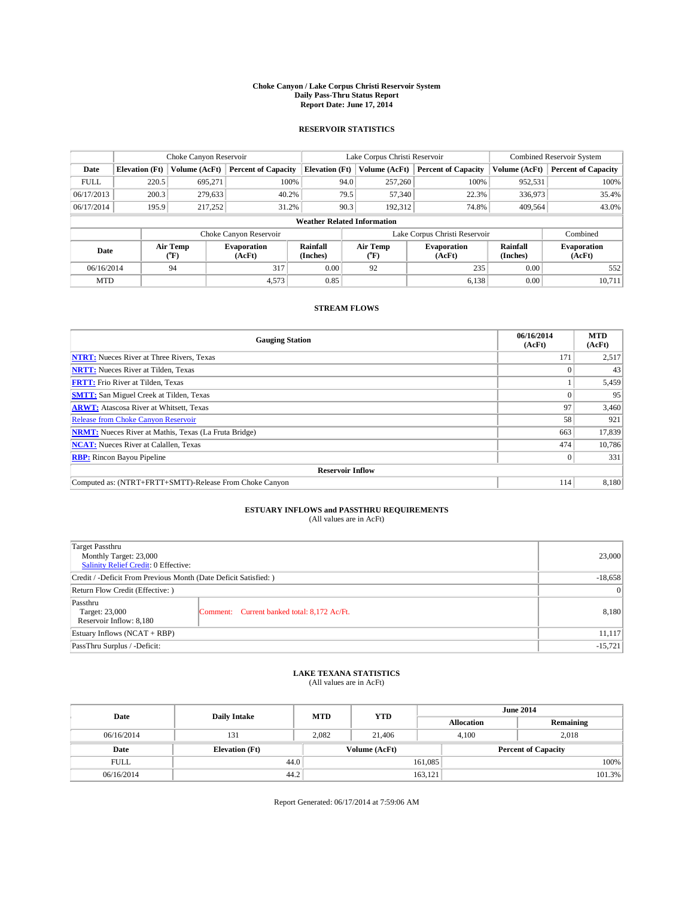# Choke Canyon / Lake Corpus Christi Reservoir System
## Daily Pass-Thru Status Report
### Report Date: June 17, 2014

## RESERVOIR STATISTICS

| | Choke Canyon Reservoir | | | Lake Corpus Christi Reservoir | | | Combined Reservoir System | |
|---|---|---|---|---|---|---|---|---|
| Date | Elevation (Ft) | Volume (AcFt) | Percent of Capacity | Elevation (Ft) | Volume (AcFt) | Percent of Capacity | Volume (AcFt) | Percent of Capacity |
| FULL | 220.5 | 695,271 | 100% | 94.0 | 257,260 | 100% | 952,531 | 100% |
| 06/17/2013 | 200.3 | 279,633 | 40.2% | 79.5 | 57,340 | 22.3% | 336,973 | 35.4% |
| 06/17/2014 | 195.9 | 217,252 | 31.2% | 90.3 | 192,312 | 74.8% | 409,564 | 43.0% |

**Weather Related Information**

| | Choke Canyon Reservoir | | | Lake Corpus Christi Reservoir | | | Combined |
|---|---|---|---|---|---|---|---|
| Date | Air Temp (°F) | Evaporation (AcFt) | Rainfall (Inches) | Air Temp (°F) | Evaporation (AcFt) | Rainfall (Inches) | Evaporation (AcFt) |
| 06/16/2014 | 94 | 317 | 0.00 | 92 | 235 | 0.00 | 552 |
| MTD | | 4,573 | 0.85 | | 6,138 | 0.00 | 10,711 |

## STREAM FLOWS

| Gauging Station | 06/16/2014 (AcFt) | MTD (AcFt) |
|---|---|---|
| NTRT: Nueces River at Three Rivers, Texas | 171 | 2,517 |
| NRTT: Nueces River at Tilden, Texas | 0 | 43 |
| FRTT: Frio River at Tilden, Texas | 1 | 5,459 |
| SMTT: San Miguel Creek at Tilden, Texas | 0 | 95 |
| ARWT: Atascosa River at Whitsett, Texas | 97 | 3,460 |
| Release from Choke Canyon Reservoir | 58 | 921 |
| NRMT: Nueces River at Mathis, Texas (La Fruta Bridge) | 663 | 17,839 |
| NCAT: Nueces River at Calallen, Texas | 474 | 10,786 |
| RBP: Rincon Bayou Pipeline | 0 | 331 |
| **Reservoir Inflow** | | |
| Computed as: (NTRT+FRTT+SMTT)-Release From Choke Canyon | 114 | 8,180 |

## ESTUARY INFLOWS and PASSTHRU REQUIREMENTS
(All values are in AcFt)

| Item | | Value |
|---|---|---|
| Target Passthru<br>Monthly Target: 23,000<br>Salinity Relief Credit: 0 Effective: | | 23,000 |
| Credit / -Deficit From Previous Month (Date Deficit Satisfied: ) | | -18,658 |
| Return Flow Credit (Effective: ) | | 0 |
| Passthru<br>Target: 23,000<br>Reservoir Inflow: 8,180 | Comment: Current banked total: 8,172 Ac/Ft. | 8,180 |
| Estuary Inflows (NCAT + RBP) | | 11,117 |
| PassThru Surplus / -Deficit: | | -15,721 |

## LAKE TEXANA STATISTICS
(All values are in AcFt)

| Date | Daily Intake | MTD | YTD | June 2014 Allocation | June 2014 Remaining |
|---|---|---|---|---|---|
| 06/16/2014 | 131 | 2,082 | 21,406 | 4,100 | 2,018 |

| Date | Elevation (Ft) | Volume (AcFt) | Percent of Capacity |
|---|---|---|---|
| FULL | 44.0 | 161,085 | 100% |
| 06/16/2014 | 44.2 | 163,121 | 101.3% |

Report Generated: 06/17/2014 at 7:59:06 AM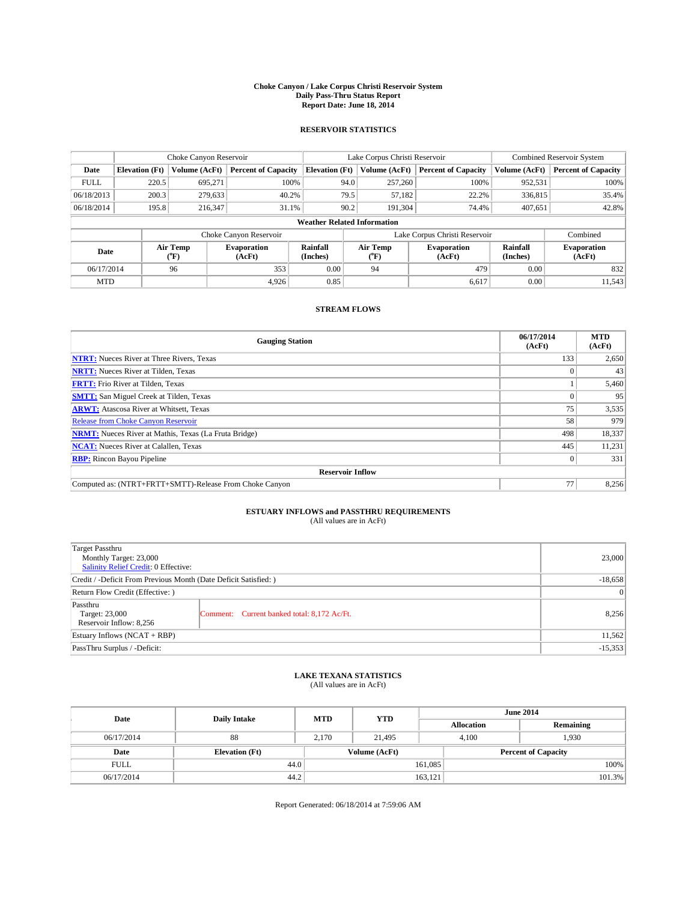# Choke Canyon / Lake Corpus Christi Reservoir System
## Daily Pass-Thru Status Report
## Report Date: June 18, 2014

### RESERVOIR STATISTICS

| | Choke Canyon Reservoir | | | Lake Corpus Christi Reservoir | | | Combined Reservoir System | |
|---|---|---|---|---|---|---|---|---|
| Date | Elevation (Ft) | Volume (AcFt) | Percent of Capacity | Elevation (Ft) | Volume (AcFt) | Percent of Capacity | Volume (AcFt) | Percent of Capacity |
| FULL | 220.5 | 695,271 | 100% | 94.0 | 257,260 | 100% | 952,531 | 100% |
| 06/18/2013 | 200.3 | 279,633 | 40.2% | 79.5 | 57,182 | 22.2% | 336,815 | 35.4% |
| 06/18/2014 | 195.8 | 216,347 | 31.1% | 90.2 | 191,304 | 74.4% | 407,651 | 42.8% |

**Weather Related Information**

| | Choke Canyon Reservoir | | | Lake Corpus Christi Reservoir | | | Combined |
|---|---|---|---|---|---|---|---|
| Date | Air Temp (°F) | Evaporation (AcFt) | Rainfall (Inches) | Air Temp (°F) | Evaporation (AcFt) | Rainfall (Inches) | Evaporation (AcFt) |
| 06/17/2014 | 96 | 353 | 0.00 | 94 | 479 | 0.00 | 832 |
| MTD | | 4,926 | 0.85 | | 6,617 | 0.00 | 11,543 |

### STREAM FLOWS

| Gauging Station | 06/17/2014 (AcFt) | MTD (AcFt) |
|---|---|---|
| **NTRT:** Nueces River at Three Rivers, Texas | 133 | 2,650 |
| **NRTT:** Nueces River at Tilden, Texas | 0 | 43 |
| **FRTT:** Frio River at Tilden, Texas | 1 | 5,460 |
| **SMTT:** San Miguel Creek at Tilden, Texas | 0 | 95 |
| **ARWT:** Atascosa River at Whitsett, Texas | 75 | 3,535 |
| Release from Choke Canyon Reservoir | 58 | 979 |
| **NRMT:** Nueces River at Mathis, Texas (La Fruta Bridge) | 498 | 18,337 |
| **NCAT:** Nueces River at Calallen, Texas | 445 | 11,231 |
| **RBP:** Rincon Bayou Pipeline | 0 | 331 |
| **Reservoir Inflow** | | |
| Computed as: (NTRT+FRTT+SMTT)-Release From Choke Canyon | 77 | 8,256 |

### ESTUARY INFLOWS and PASSTHRU REQUIREMENTS
(All values are in AcFt)

| | | |
|---|---|---|
| Target Passthru<br>Monthly Target: 23,000<br>Salinity Relief Credit: 0 Effective: | | 23,000 |
| Credit / -Deficit From Previous Month (Date Deficit Satisfied: ) | | -18,658 |
| Return Flow Credit (Effective: ) | | 0 |
| Passthru<br>Target: 23,000<br>Reservoir Inflow: 8,256 | Comment: Current banked total: 8,172 Ac/Ft. | 8,256 |
| Estuary Inflows (NCAT + RBP) | | 11,562 |
| PassThru Surplus / -Deficit: | | -15,353 |

### LAKE TEXANA STATISTICS
(All values are in AcFt)

| Date | Daily Intake | MTD | YTD | June 2014 Allocation | June 2014 Remaining |
|---|---|---|---|---|---|
| 06/17/2014 | 88 | 2,170 | 21,495 | 4,100 | 1,930 |

| Date | Elevation (Ft) | Volume (AcFt) | Percent of Capacity |
|---|---|---|---|
| FULL | 44.0 | 161,085 | 100% |
| 06/17/2014 | 44.2 | 163,121 | 101.3% |

Report Generated: 06/18/2014 at 7:59:06 AM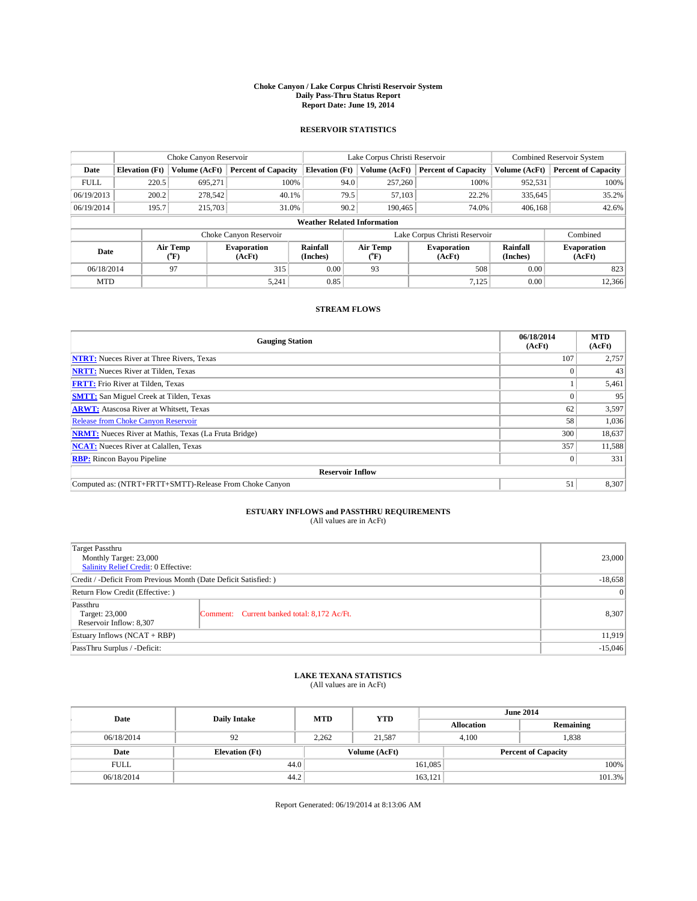# Choke Canyon / Lake Corpus Christi Reservoir System
## Daily Pass-Thru Status Report
### Report Date: June 19, 2014

## RESERVOIR STATISTICS

| | Choke Canyon Reservoir | | | Lake Corpus Christi Reservoir | | | Combined Reservoir System | |
|---|---|---|---|---|---|---|---|---|
| **Date** | **Elevation (Ft)** | **Volume (AcFt)** | **Percent of Capacity** | **Elevation (Ft)** | **Volume (AcFt)** | **Percent of Capacity** | **Volume (AcFt)** | **Percent of Capacity** |
| FULL | 220.5 | 695,271 | 100% | 94.0 | 257,260 | 100% | 952,531 | 100% |
| 06/19/2013 | 200.2 | 278,542 | 40.1% | 79.5 | 57,103 | 22.2% | 335,645 | 35.2% |
| 06/19/2014 | 195.7 | 215,703 | 31.0% | 90.2 | 190,465 | 74.0% | 406,168 | 42.6% |

**Weather Related Information**

| | Choke Canyon Reservoir | | | Lake Corpus Christi Reservoir | | | Combined |
|---|---|---|---|---|---|---|---|
| **Date** | **Air Temp (°F)** | **Evaporation (AcFt)** | **Rainfall (Inches)** | **Air Temp (°F)** | **Evaporation (AcFt)** | **Rainfall (Inches)** | **Evaporation (AcFt)** |
| 06/18/2014 | 97 | 315 | 0.00 | 93 | 508 | 0.00 | 823 |
| MTD | | 5,241 | 0.85 | | 7,125 | 0.00 | 12,366 |

## STREAM FLOWS

| Gauging Station | 06/18/2014 (AcFt) | MTD (AcFt) |
|---|---|---|
| **NTRT:** Nueces River at Three Rivers, Texas | 107 | 2,757 |
| **NRTT:** Nueces River at Tilden, Texas | 0 | 43 |
| **FRTT:** Frio River at Tilden, Texas | 1 | 5,461 |
| **SMTT:** San Miguel Creek at Tilden, Texas | 0 | 95 |
| **ARWT:** Atascosa River at Whitsett, Texas | 62 | 3,597 |
| Release from Choke Canyon Reservoir | 58 | 1,036 |
| **NRMT:** Nueces River at Mathis, Texas (La Fruta Bridge) | 300 | 18,637 |
| **NCAT:** Nueces River at Calallen, Texas | 357 | 11,588 |
| **RBP:** Rincon Bayou Pipeline | 0 | 331 |
| **Reservoir Inflow** | | |
| Computed as: (NTRT+FRTT+SMTT)-Release From Choke Canyon | 51 | 8,307 |

## ESTUARY INFLOWS and PASSTHRU REQUIREMENTS
(All values are in AcFt)

| | | |
|---|---|---|
| Target Passthru<br>Monthly Target: 23,000<br>Salinity Relief Credit: 0 Effective: | | 23,000 |
| Credit / -Deficit From Previous Month (Date Deficit Satisfied: ) | | -18,658 |
| Return Flow Credit (Effective: ) | | 0 |
| Passthru<br>Target: 23,000<br>Reservoir Inflow: 8,307 | Comment: Current banked total: 8,172 Ac/Ft. | 8,307 |
| Estuary Inflows (NCAT + RBP) | | 11,919 |
| PassThru Surplus / -Deficit: | | -15,046 |

## LAKE TEXANA STATISTICS
(All values are in AcFt)

| Date | Daily Intake | MTD | YTD | June 2014 Allocation | June 2014 Remaining |
|---|---|---|---|---|---|
| 06/18/2014 | 92 | 2,262 | 21,587 | 4,100 | 1,838 |

| Date | Elevation (Ft) | Volume (AcFt) | Percent of Capacity |
|---|---|---|---|
| FULL | 44.0 | 161,085 | 100% |
| 06/18/2014 | 44.2 | 163,121 | 101.3% |

Report Generated: 06/19/2014 at 8:13:06 AM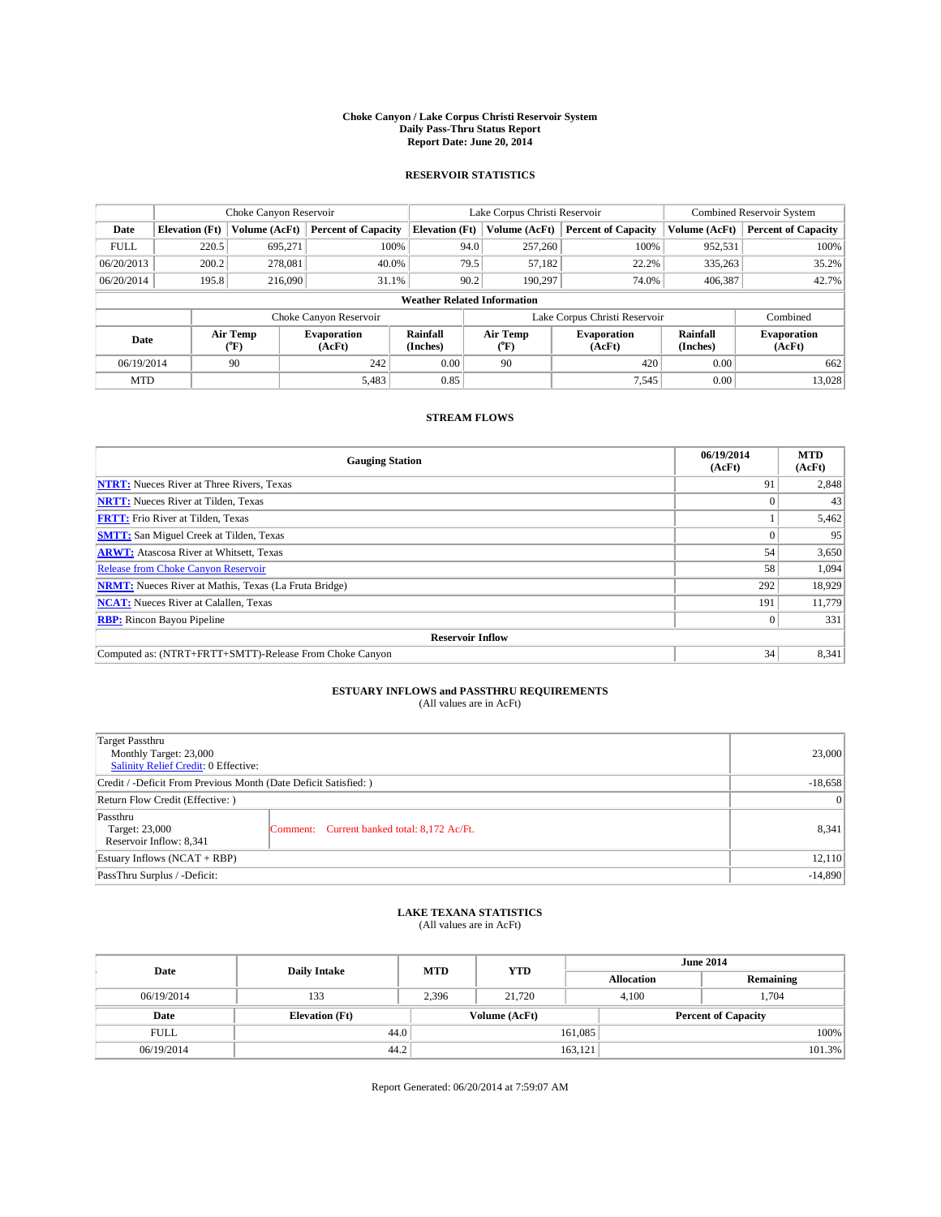# Choke Canyon / Lake Corpus Christi Reservoir System
## Daily Pass-Thru Status Report
## Report Date: June 20, 2014

### RESERVOIR STATISTICS

| | Choke Canyon Reservoir | | | Lake Corpus Christi Reservoir | | | Combined Reservoir System | |
|---|---|---|---|---|---|---|---|---|
| Date | Elevation (Ft) | Volume (AcFt) | Percent of Capacity | Elevation (Ft) | Volume (AcFt) | Percent of Capacity | Volume (AcFt) | Percent of Capacity |
| FULL | 220.5 | 695,271 | 100% | 94.0 | 257,260 | 100% | 952,531 | 100% |
| 06/20/2013 | 200.2 | 278,081 | 40.0% | 79.5 | 57,182 | 22.2% | 335,263 | 35.2% |
| 06/20/2014 | 195.8 | 216,090 | 31.1% | 90.2 | 190,297 | 74.0% | 406,387 | 42.7% |

**Weather Related Information**

| | Choke Canyon Reservoir | | | Lake Corpus Christi Reservoir | | | Combined |
|---|---|---|---|---|---|---|---|
| Date | Air Temp (°F) | Evaporation (AcFt) | Rainfall (Inches) | Air Temp (°F) | Evaporation (AcFt) | Rainfall (Inches) | Evaporation (AcFt) |
| 06/19/2014 | 90 | 242 | 0.00 | 90 | 420 | 0.00 | 662 |
| MTD | | 5,483 | 0.85 | | 7,545 | 0.00 | 13,028 |

### STREAM FLOWS

| Gauging Station | 06/19/2014 (AcFt) | MTD (AcFt) |
|---|---|---|
| NTRT: Nueces River at Three Rivers, Texas | 91 | 2,848 |
| NRTT: Nueces River at Tilden, Texas | 0 | 43 |
| FRTT: Frio River at Tilden, Texas | 1 | 5,462 |
| SMTT: San Miguel Creek at Tilden, Texas | 0 | 95 |
| ARWT: Atascosa River at Whitsett, Texas | 54 | 3,650 |
| Release from Choke Canyon Reservoir | 58 | 1,094 |
| NRMT: Nueces River at Mathis, Texas (La Fruta Bridge) | 292 | 18,929 |
| NCAT: Nueces River at Calallen, Texas | 191 | 11,779 |
| RBP: Rincon Bayou Pipeline | 0 | 331 |
| **Reservoir Inflow** | | |
| Computed as: (NTRT+FRTT+SMTT)-Release From Choke Canyon | 34 | 8,341 |

### ESTUARY INFLOWS and PASSTHRU REQUIREMENTS
(All values are in AcFt)

| | | |
|---|---|---|
| Target Passthru<br>Monthly Target: 23,000<br>Salinity Relief Credit: 0 Effective: | | 23,000 |
| Credit / -Deficit From Previous Month (Date Deficit Satisfied: ) | | -18,658 |
| Return Flow Credit (Effective: ) | | 0 |
| Passthru<br>Target: 23,000<br>Reservoir Inflow: 8,341 | Comment: Current banked total: 8,172 Ac/Ft. | 8,341 |
| Estuary Inflows (NCAT + RBP) | | 12,110 |
| PassThru Surplus / -Deficit: | | -14,890 |

### LAKE TEXANA STATISTICS
(All values are in AcFt)

| Date | Daily Intake | MTD | YTD | June 2014 Allocation | June 2014 Remaining |
|---|---|---|---|---|---|
| 06/19/2014 | 133 | 2,396 | 21,720 | 4,100 | 1,704 |

| Date | Elevation (Ft) | Volume (AcFt) | Percent of Capacity |
|---|---|---|---|
| FULL | 44.0 | 161,085 | 100% |
| 06/19/2014 | 44.2 | 163,121 | 101.3% |

Report Generated: 06/20/2014 at 7:59:07 AM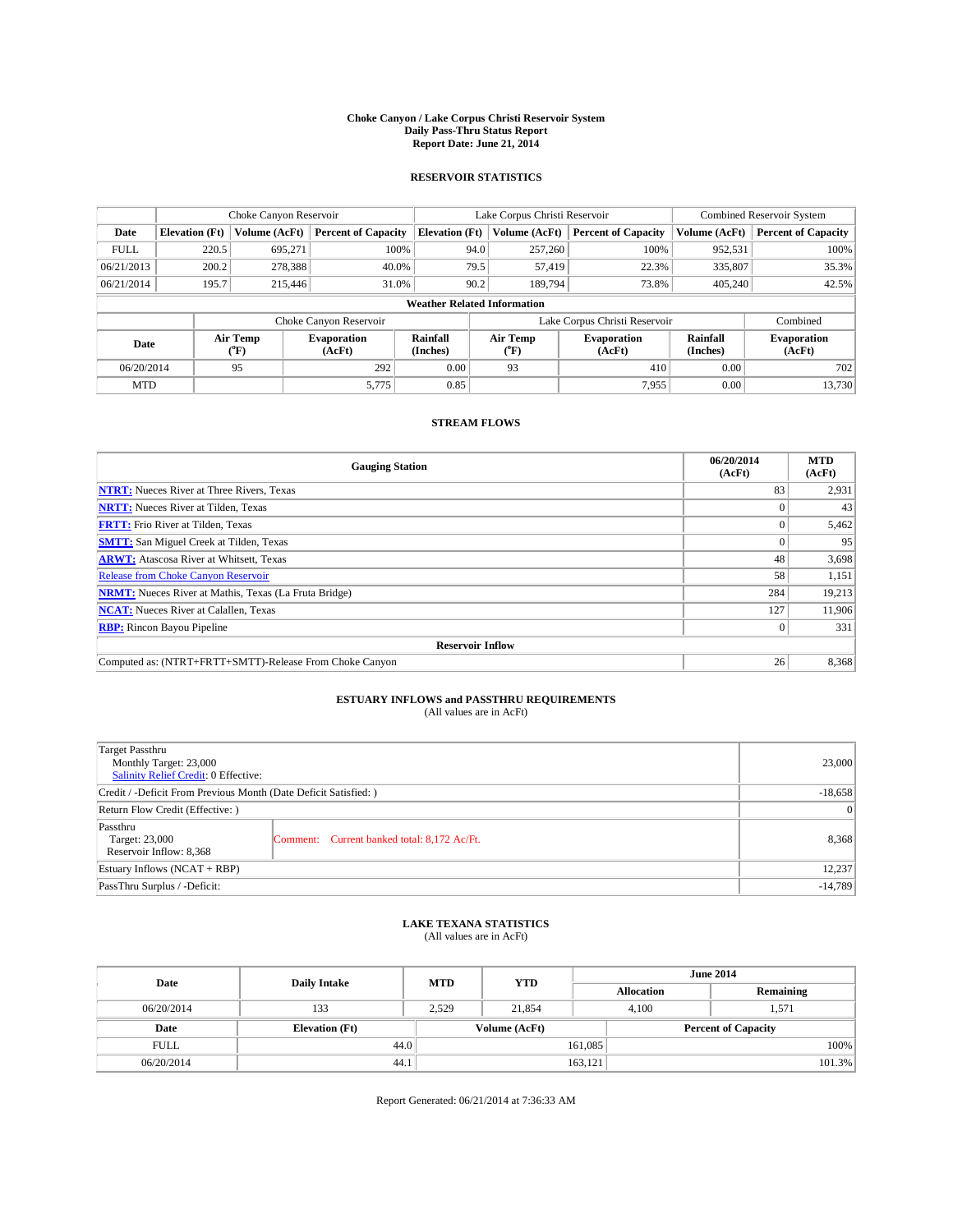# Choke Canyon / Lake Corpus Christi Reservoir System
## Daily Pass-Thru Status Report
## Report Date: June 21, 2014

### RESERVOIR STATISTICS

| | Choke Canyon Reservoir | | | Lake Corpus Christi Reservoir | | | Combined Reservoir System | |
|---|---|---|---|---|---|---|---|---|
| Date | Elevation (Ft) | Volume (AcFt) | Percent of Capacity | Elevation (Ft) | Volume (AcFt) | Percent of Capacity | Volume (AcFt) | Percent of Capacity |
| FULL | 220.5 | 695,271 | 100% | 94.0 | 257,260 | 100% | 952,531 | 100% |
| 06/21/2013 | 200.2 | 278,388 | 40.0% | 79.5 | 57,419 | 22.3% | 335,807 | 35.3% |
| 06/21/2014 | 195.7 | 215,446 | 31.0% | 90.2 | 189,794 | 73.8% | 405,240 | 42.5% |

**Weather Related Information**

| | Choke Canyon Reservoir | | | Lake Corpus Christi Reservoir | | | Combined |
|---|---|---|---|---|---|---|---|
| Date | Air Temp (°F) | Evaporation (AcFt) | Rainfall (Inches) | Air Temp (°F) | Evaporation (AcFt) | Rainfall (Inches) | Evaporation (AcFt) |
| 06/20/2014 | 95 | 292 | 0.00 | 93 | 410 | 0.00 | 702 |
| MTD | | 5,775 | 0.85 | | 7,955 | 0.00 | 13,730 |

### STREAM FLOWS

| Gauging Station | 06/20/2014 (AcFt) | MTD (AcFt) |
|---|---|---|
| NTRT: Nueces River at Three Rivers, Texas | 83 | 2,931 |
| NRTT: Nueces River at Tilden, Texas | 0 | 43 |
| FRTT: Frio River at Tilden, Texas | 0 | 5,462 |
| SMTT: San Miguel Creek at Tilden, Texas | 0 | 95 |
| ARWT: Atascosa River at Whitsett, Texas | 48 | 3,698 |
| Release from Choke Canyon Reservoir | 58 | 1,151 |
| NRMT: Nueces River at Mathis, Texas (La Fruta Bridge) | 284 | 19,213 |
| NCAT: Nueces River at Calallen, Texas | 127 | 11,906 |
| RBP: Rincon Bayou Pipeline | 0 | 331 |
| **Reservoir Inflow** | | |
| Computed as: (NTRT+FRTT+SMTT)-Release From Choke Canyon | 26 | 8,368 |

### ESTUARY INFLOWS and PASSTHRU REQUIREMENTS
(All values are in AcFt)

| | | |
|---|---|---|
| Target Passthru<br>Monthly Target: 23,000<br>Salinity Relief Credit: 0 Effective: | | 23,000 |
| Credit / -Deficit From Previous Month (Date Deficit Satisfied: ) | | -18,658 |
| Return Flow Credit (Effective: ) | | 0 |
| Passthru<br>Target: 23,000<br>Reservoir Inflow: 8,368 | Comment: Current banked total: 8,172 Ac/Ft. | 8,368 |
| Estuary Inflows (NCAT + RBP) | | 12,237 |
| PassThru Surplus / -Deficit: | | -14,789 |

### LAKE TEXANA STATISTICS
(All values are in AcFt)

| Date | Daily Intake | MTD | YTD | June 2014 Allocation | June 2014 Remaining |
|---|---|---|---|---|---|
| 06/20/2014 | 133 | 2,529 | 21,854 | 4,100 | 1,571 |

| Date | Elevation (Ft) | Volume (AcFt) | Percent of Capacity |
|---|---|---|---|
| FULL | 44.0 | 161,085 | 100% |
| 06/20/2014 | 44.1 | 163,121 | 101.3% |

Report Generated: 06/21/2014 at 7:36:33 AM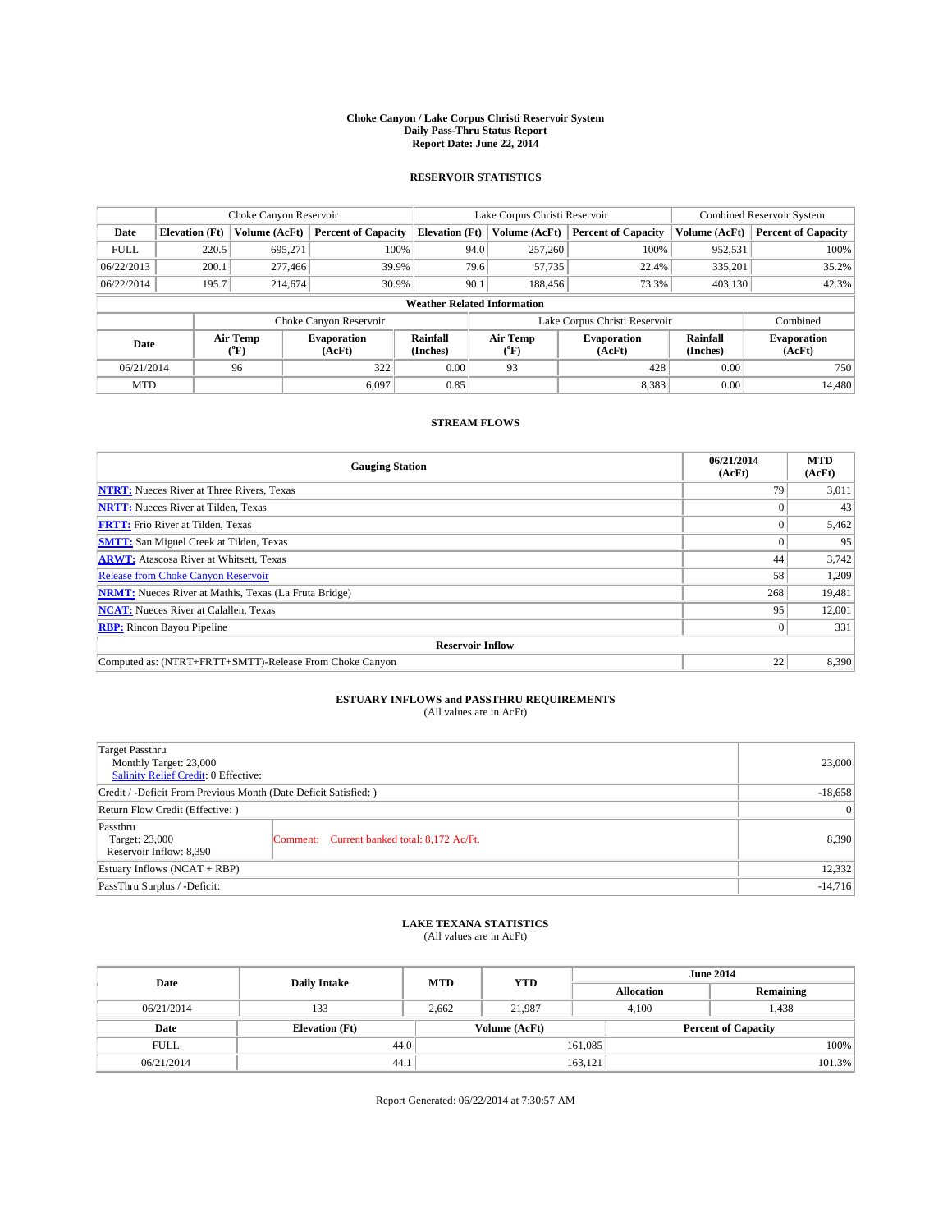# Choke Canyon / Lake Corpus Christi Reservoir System
## Daily Pass-Thru Status Report
### Report Date: June 22, 2014

## RESERVOIR STATISTICS

| | Choke Canyon Reservoir | | | Lake Corpus Christi Reservoir | | | Combined Reservoir System | |
|---|---|---|---|---|---|---|---|---|
| Date | Elevation (Ft) | Volume (AcFt) | Percent of Capacity | Elevation (Ft) | Volume (AcFt) | Percent of Capacity | Volume (AcFt) | Percent of Capacity |
| FULL | 220.5 | 695,271 | 100% | 94.0 | 257,260 | 100% | 952,531 | 100% |
| 06/22/2013 | 200.1 | 277,466 | 39.9% | 79.6 | 57,735 | 22.4% | 335,201 | 35.2% |
| 06/22/2014 | 195.7 | 214,674 | 30.9% | 90.1 | 188,456 | 73.3% | 403,130 | 42.3% |

**Weather Related Information**

| | Choke Canyon Reservoir | | | Lake Corpus Christi Reservoir | | | Combined |
|---|---|---|---|---|---|---|---|
| Date | Air Temp (°F) | Evaporation (AcFt) | Rainfall (Inches) | Air Temp (°F) | Evaporation (AcFt) | Rainfall (Inches) | Evaporation (AcFt) |
| 06/21/2014 | 96 | 322 | 0.00 | 93 | 428 | 0.00 | 750 |
| MTD | | 6,097 | 0.85 | | 8,383 | 0.00 | 14,480 |

## STREAM FLOWS

| Gauging Station | 06/21/2014 (AcFt) | MTD (AcFt) |
|---|---|---|
| **NTRT:** Nueces River at Three Rivers, Texas | 79 | 3,011 |
| **NRTT:** Nueces River at Tilden, Texas | 0 | 43 |
| **FRTT:** Frio River at Tilden, Texas | 0 | 5,462 |
| **SMTT:** San Miguel Creek at Tilden, Texas | 0 | 95 |
| **ARWT:** Atascosa River at Whitsett, Texas | 44 | 3,742 |
| Release from Choke Canyon Reservoir | 58 | 1,209 |
| **NRMT:** Nueces River at Mathis, Texas (La Fruta Bridge) | 268 | 19,481 |
| **NCAT:** Nueces River at Calallen, Texas | 95 | 12,001 |
| **RBP:** Rincon Bayou Pipeline | 0 | 331 |
| **Reservoir Inflow** | | |
| Computed as: (NTRT+FRTT+SMTT)-Release From Choke Canyon | 22 | 8,390 |

## ESTUARY INFLOWS and PASSTHRU REQUIREMENTS
(All values are in AcFt)

| | | |
|---|---|---|
| Target Passthru<br>Monthly Target: 23,000<br>Salinity Relief Credit: 0 Effective: | | 23,000 |
| Credit / -Deficit From Previous Month (Date Deficit Satisfied: ) | | -18,658 |
| Return Flow Credit (Effective: ) | | 0 |
| Passthru<br>Target: 23,000<br>Reservoir Inflow: 8,390 | Comment: Current banked total: 8,172 Ac/Ft. | 8,390 |
| Estuary Inflows (NCAT + RBP) | | 12,332 |
| PassThru Surplus / -Deficit: | | -14,716 |

## LAKE TEXANA STATISTICS
(All values are in AcFt)

| Date | Daily Intake | MTD | YTD | June 2014 Allocation | June 2014 Remaining |
|---|---|---|---|---|---|
| 06/21/2014 | 133 | 2,662 | 21,987 | 4,100 | 1,438 |

| Date | Elevation (Ft) | Volume (AcFt) | Percent of Capacity |
|---|---|---|---|
| FULL | 44.0 | 161,085 | 100% |
| 06/21/2014 | 44.1 | 163,121 | 101.3% |

Report Generated: 06/22/2014 at 7:30:57 AM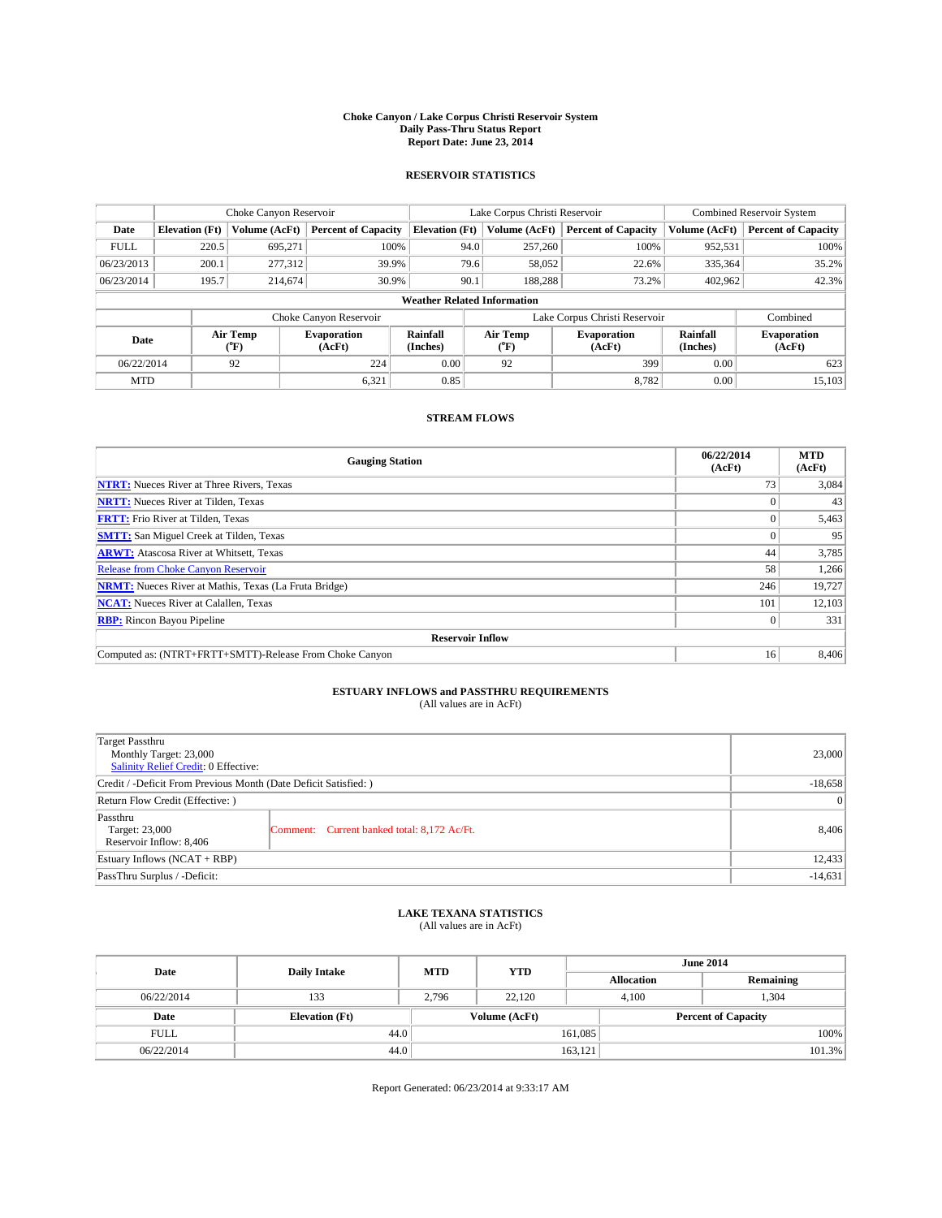# Choke Canyon / Lake Corpus Christi Reservoir System
## Daily Pass-Thru Status Report
## Report Date: June 23, 2014

### RESERVOIR STATISTICS

| | Choke Canyon Reservoir | | | Lake Corpus Christi Reservoir | | | Combined Reservoir System | |
|---|---|---|---|---|---|---|---|---|
| Date | Elevation (Ft) | Volume (AcFt) | Percent of Capacity | Elevation (Ft) | Volume (AcFt) | Percent of Capacity | Volume (AcFt) | Percent of Capacity |
| FULL | 220.5 | 695,271 | 100% | 94.0 | 257,260 | 100% | 952,531 | 100% |
| 06/23/2013 | 200.1 | 277,312 | 39.9% | 79.6 | 58,052 | 22.6% | 335,364 | 35.2% |
| 06/23/2014 | 195.7 | 214,674 | 30.9% | 90.1 | 188,288 | 73.2% | 402,962 | 42.3% |

**Weather Related Information**

| | Choke Canyon Reservoir | | | Lake Corpus Christi Reservoir | | | Combined |
|---|---|---|---|---|---|---|---|
| Date | Air Temp (°F) | Evaporation (AcFt) | Rainfall (Inches) | Air Temp (°F) | Evaporation (AcFt) | Rainfall (Inches) | Evaporation (AcFt) |
| 06/22/2014 | 92 | 224 | 0.00 | 92 | 399 | 0.00 | 623 |
| MTD | | 6,321 | 0.85 | | 8,782 | 0.00 | 15,103 |

### STREAM FLOWS

| Gauging Station | 06/22/2014 (AcFt) | MTD (AcFt) |
|---|---|---|
| NTRT: Nueces River at Three Rivers, Texas | 73 | 3,084 |
| NRTT: Nueces River at Tilden, Texas | 0 | 43 |
| FRTT: Frio River at Tilden, Texas | 0 | 5,463 |
| SMTT: San Miguel Creek at Tilden, Texas | 0 | 95 |
| ARWT: Atascosa River at Whitsett, Texas | 44 | 3,785 |
| Release from Choke Canyon Reservoir | 58 | 1,266 |
| NRMT: Nueces River at Mathis, Texas (La Fruta Bridge) | 246 | 19,727 |
| NCAT: Nueces River at Calallen, Texas | 101 | 12,103 |
| RBP: Rincon Bayou Pipeline | 0 | 331 |
| **Reservoir Inflow** | | |
| Computed as: (NTRT+FRTT+SMTT)-Release From Choke Canyon | 16 | 8,406 |

### ESTUARY INFLOWS and PASSTHRU REQUIREMENTS
(All values are in AcFt)

| | | |
|---|---|---|
| Target Passthru<br>Monthly Target: 23,000<br>Salinity Relief Credit: 0 Effective: | | 23,000 |
| Credit / -Deficit From Previous Month (Date Deficit Satisfied: ) | | -18,658 |
| Return Flow Credit (Effective: ) | | 0 |
| Passthru<br>Target: 23,000<br>Reservoir Inflow: 8,406 | Comment: Current banked total: 8,172 Ac/Ft. | 8,406 |
| Estuary Inflows (NCAT + RBP) | | 12,433 |
| PassThru Surplus / -Deficit: | | -14,631 |

### LAKE TEXANA STATISTICS
(All values are in AcFt)

| Date | Daily Intake | MTD | YTD | June 2014 Allocation | June 2014 Remaining |
|---|---|---|---|---|---|
| 06/22/2014 | 133 | 2,796 | 22,120 | 4,100 | 1,304 |

| Date | Elevation (Ft) | Volume (AcFt) | Percent of Capacity |
|---|---|---|---|
| FULL | 44.0 | 161,085 | 100% |
| 06/22/2014 | 44.0 | 163,121 | 101.3% |

Report Generated: 06/23/2014 at 9:33:17 AM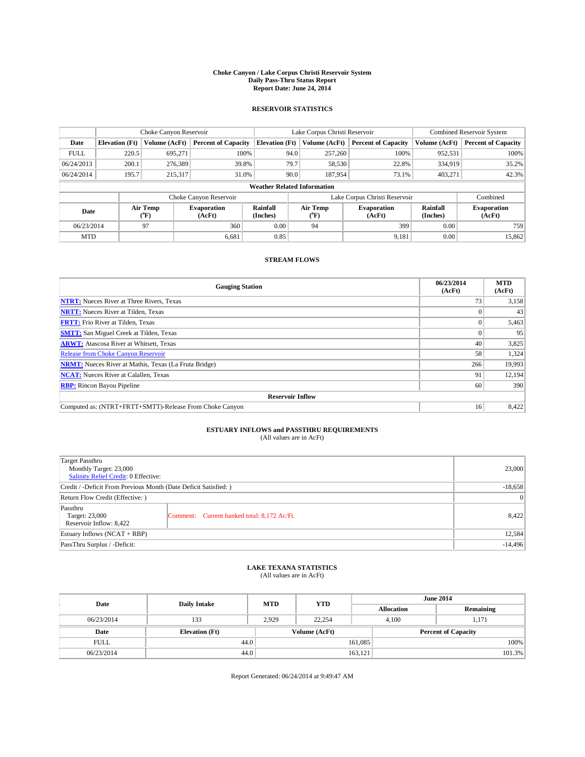# Choke Canyon / Lake Corpus Christi Reservoir System
## Daily Pass-Thru Status Report
## Report Date: June 24, 2014

### RESERVOIR STATISTICS

| | Choke Canyon Reservoir | | | Lake Corpus Christi Reservoir | | | Combined Reservoir System | |
|---|---|---|---|---|---|---|---|---|
| Date | Elevation (Ft) | Volume (AcFt) | Percent of Capacity | Elevation (Ft) | Volume (AcFt) | Percent of Capacity | Volume (AcFt) | Percent of Capacity |
| FULL | 220.5 | 695,271 | 100% | 94.0 | 257,260 | 100% | 952,531 | 100% |
| 06/24/2013 | 200.1 | 276,389 | 39.8% | 79.7 | 58,530 | 22.8% | 334,919 | 35.2% |
| 06/24/2014 | 195.7 | 215,317 | 31.0% | 90.0 | 187,954 | 73.1% | 403,271 | 42.3% |

**Weather Related Information**

| | Choke Canyon Reservoir | | | Lake Corpus Christi Reservoir | | | Combined |
|---|---|---|---|---|---|---|---|
| Date | Air Temp (°F) | Evaporation (AcFt) | Rainfall (Inches) | Air Temp (°F) | Evaporation (AcFt) | Rainfall (Inches) | Evaporation (AcFt) |
| 06/23/2014 | 97 | 360 | 0.00 | 94 | 399 | 0.00 | 759 |
| MTD | | 6,681 | 0.85 | | 9,181 | 0.00 | 15,862 |

### STREAM FLOWS

| Gauging Station | 06/23/2014 (AcFt) | MTD (AcFt) |
|---|---|---|
| NTRT: Nueces River at Three Rivers, Texas | 73 | 3,158 |
| NRTT: Nueces River at Tilden, Texas | 0 | 43 |
| FRTT: Frio River at Tilden, Texas | 0 | 5,463 |
| SMTT: San Miguel Creek at Tilden, Texas | 0 | 95 |
| ARWT: Atascosa River at Whitsett, Texas | 40 | 3,825 |
| Release from Choke Canyon Reservoir | 58 | 1,324 |
| NRMT: Nueces River at Mathis, Texas (La Fruta Bridge) | 266 | 19,993 |
| NCAT: Nueces River at Calallen, Texas | 91 | 12,194 |
| RBP: Rincon Bayou Pipeline | 60 | 390 |
| **Reservoir Inflow** | | |
| Computed as: (NTRT+FRTT+SMTT)-Release From Choke Canyon | 16 | 8,422 |

### ESTUARY INFLOWS and PASSTHRU REQUIREMENTS
(All values are in AcFt)

| | | |
|---|---|---|
| Target Passthru<br>Monthly Target: 23,000<br>Salinity Relief Credit: 0 Effective: | | 23,000 |
| Credit / -Deficit From Previous Month (Date Deficit Satisfied: ) | | -18,658 |
| Return Flow Credit (Effective: ) | | 0 |
| Passthru<br>Target: 23,000<br>Reservoir Inflow: 8,422 | Comment: Current banked total: 8,172 Ac/Ft. | 8,422 |
| Estuary Inflows (NCAT + RBP) | | 12,584 |
| PassThru Surplus / -Deficit: | | -14,496 |

### LAKE TEXANA STATISTICS
(All values are in AcFt)

| Date | Daily Intake | MTD | YTD | June 2014 Allocation | June 2014 Remaining |
|---|---|---|---|---|---|
| 06/23/2014 | 133 | 2,929 | 22,254 | 4,100 | 1,171 |

| Date | Elevation (Ft) | Volume (AcFt) | Percent of Capacity |
|---|---|---|---|
| FULL | 44.0 | 161,085 | 100% |
| 06/23/2014 | 44.0 | 163,121 | 101.3% |

Report Generated: 06/24/2014 at 9:49:47 AM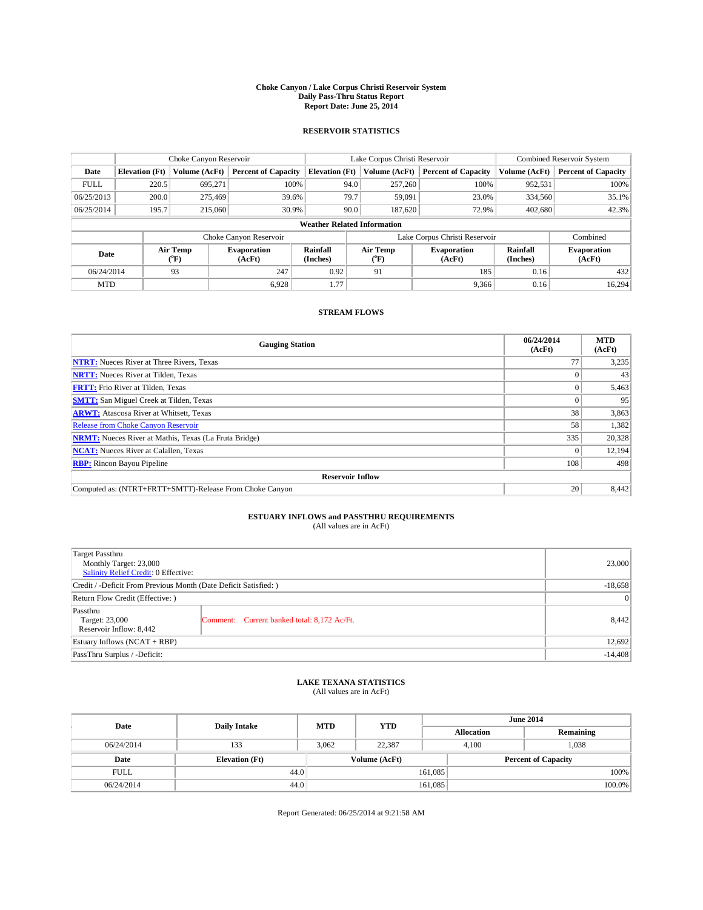# Choke Canyon / Lake Corpus Christi Reservoir System
## Daily Pass-Thru Status Report
### Report Date: June 25, 2014

## RESERVOIR STATISTICS

| | Choke Canyon Reservoir | | | Lake Corpus Christi Reservoir | | | Combined Reservoir System | |
|---|---|---|---|---|---|---|---|---|
| Date | Elevation (Ft) | Volume (AcFt) | Percent of Capacity | Elevation (Ft) | Volume (AcFt) | Percent of Capacity | Volume (AcFt) | Percent of Capacity |
| FULL | 220.5 | 695,271 | 100% | 94.0 | 257,260 | 100% | 952,531 | 100% |
| 06/25/2013 | 200.0 | 275,469 | 39.6% | 79.7 | 59,091 | 23.0% | 334,560 | 35.1% |
| 06/25/2014 | 195.7 | 215,060 | 30.9% | 90.0 | 187,620 | 72.9% | 402,680 | 42.3% |

**Weather Related Information**

| | Choke Canyon Reservoir | | | Lake Corpus Christi Reservoir | | | Combined |
|---|---|---|---|---|---|---|---|
| Date | Air Temp (°F) | Evaporation (AcFt) | Rainfall (Inches) | Air Temp (°F) | Evaporation (AcFt) | Rainfall (Inches) | Evaporation (AcFt) |
| 06/24/2014 | 93 | 247 | 0.92 | 91 | 185 | 0.16 | 432 |
| MTD | | 6,928 | 1.77 | | 9,366 | 0.16 | 16,294 |

## STREAM FLOWS

| Gauging Station | 06/24/2014 (AcFt) | MTD (AcFt) |
|---|---|---|
| **NTRT:** Nueces River at Three Rivers, Texas | 77 | 3,235 |
| **NRTT:** Nueces River at Tilden, Texas | 0 | 43 |
| **FRTT:** Frio River at Tilden, Texas | 0 | 5,463 |
| **SMTT:** San Miguel Creek at Tilden, Texas | 0 | 95 |
| **ARWT:** Atascosa River at Whitsett, Texas | 38 | 3,863 |
| Release from Choke Canyon Reservoir | 58 | 1,382 |
| **NRMT:** Nueces River at Mathis, Texas (La Fruta Bridge) | 335 | 20,328 |
| **NCAT:** Nueces River at Calallen, Texas | 0 | 12,194 |
| **RBP:** Rincon Bayou Pipeline | 108 | 498 |
| **Reservoir Inflow** | | |
| Computed as: (NTRT+FRTT+SMTT)-Release From Choke Canyon | 20 | 8,442 |

## ESTUARY INFLOWS and PASSTHRU REQUIREMENTS
(All values are in AcFt)

| | | |
|---|---|---|
| Target Passthru<br>Monthly Target: 23,000<br>Salinity Relief Credit: 0 Effective: | | 23,000 |
| Credit / -Deficit From Previous Month (Date Deficit Satisfied: ) | | -18,658 |
| Return Flow Credit (Effective: ) | | 0 |
| Passthru<br>Target: 23,000<br>Reservoir Inflow: 8,442 | Comment: Current banked total: 8,172 Ac/Ft. | 8,442 |
| Estuary Inflows (NCAT + RBP) | | 12,692 |
| PassThru Surplus / -Deficit: | | -14,408 |

## LAKE TEXANA STATISTICS
(All values are in AcFt)

| Date | Daily Intake | MTD | YTD | June 2014 Allocation | June 2014 Remaining |
|---|---|---|---|---|---|
| 06/24/2014 | 133 | 3,062 | 22,387 | 4,100 | 1,038 |

| Date | Elevation (Ft) | Volume (AcFt) | Percent of Capacity |
|---|---|---|---|
| FULL | 44.0 | 161,085 | 100% |
| 06/24/2014 | 44.0 | 161,085 | 100.0% |

Report Generated: 06/25/2014 at 9:21:58 AM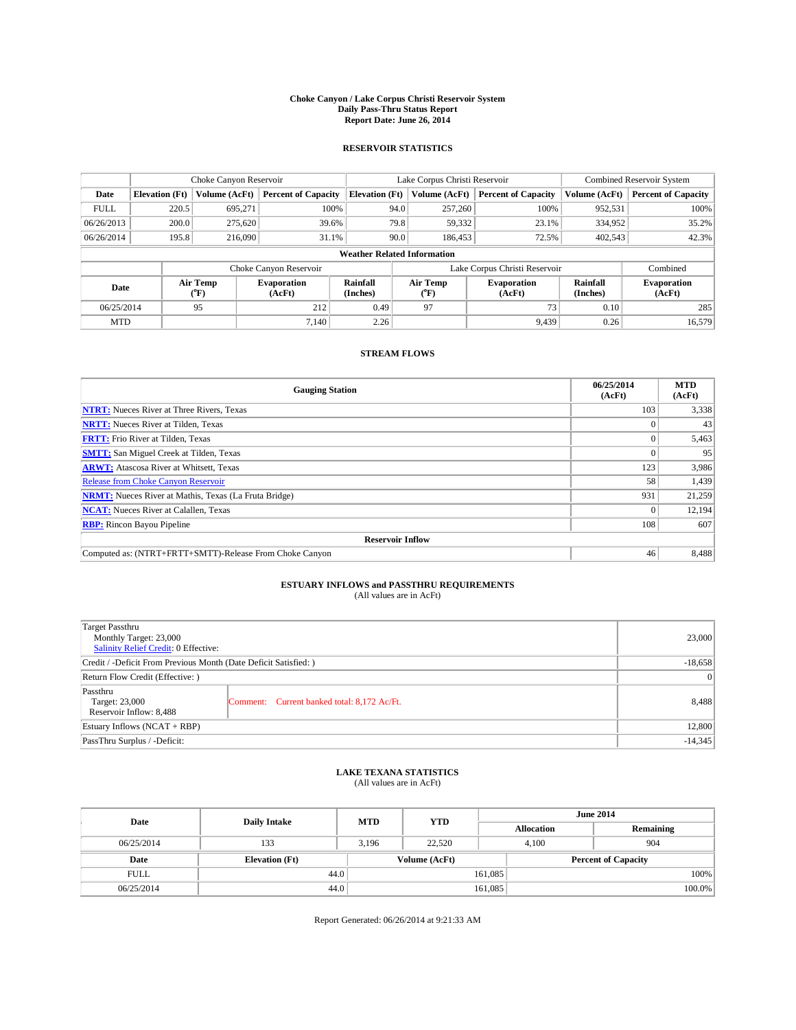# Choke Canyon / Lake Corpus Christi Reservoir System
## Daily Pass-Thru Status Report
## Report Date: June 26, 2014

### RESERVOIR STATISTICS

| | Choke Canyon Reservoir | | | Lake Corpus Christi Reservoir | | | Combined Reservoir System | |
|---|---|---|---|---|---|---|---|---|
| Date | Elevation (Ft) | Volume (AcFt) | Percent of Capacity | Elevation (Ft) | Volume (AcFt) | Percent of Capacity | Volume (AcFt) | Percent of Capacity |
| FULL | 220.5 | 695,271 | 100% | 94.0 | 257,260 | 100% | 952,531 | 100% |
| 06/26/2013 | 200.0 | 275,620 | 39.6% | 79.8 | 59,332 | 23.1% | 334,952 | 35.2% |
| 06/26/2014 | 195.8 | 216,090 | 31.1% | 90.0 | 186,453 | 72.5% | 402,543 | 42.3% |

**Weather Related Information**

| | Choke Canyon Reservoir | | | Lake Corpus Christi Reservoir | | | Combined |
|---|---|---|---|---|---|---|---|
| Date | Air Temp (°F) | Evaporation (AcFt) | Rainfall (Inches) | Air Temp (°F) | Evaporation (AcFt) | Rainfall (Inches) | Evaporation (AcFt) |
| 06/25/2014 | 95 | 212 | 0.49 | 97 | 73 | 0.10 | 285 |
| MTD | | 7,140 | 2.26 | | 9,439 | 0.26 | 16,579 |

### STREAM FLOWS

| Gauging Station | 06/25/2014 (AcFt) | MTD (AcFt) |
|---|---|---|
| NTRT: Nueces River at Three Rivers, Texas | 103 | 3,338 |
| NRTT: Nueces River at Tilden, Texas | 0 | 43 |
| FRTT: Frio River at Tilden, Texas | 0 | 5,463 |
| SMTT: San Miguel Creek at Tilden, Texas | 0 | 95 |
| ARWT: Atascosa River at Whitsett, Texas | 123 | 3,986 |
| Release from Choke Canyon Reservoir | 58 | 1,439 |
| NRMT: Nueces River at Mathis, Texas (La Fruta Bridge) | 931 | 21,259 |
| NCAT: Nueces River at Calallen, Texas | 0 | 12,194 |
| RBP: Rincon Bayou Pipeline | 108 | 607 |
| **Reservoir Inflow** | | |
| Computed as: (NTRT+FRTT+SMTT)-Release From Choke Canyon | 46 | 8,488 |

### ESTUARY INFLOWS and PASSTHRU REQUIREMENTS
(All values are in AcFt)

| | | |
|---|---|---|
| Target Passthru<br>Monthly Target: 23,000<br>Salinity Relief Credit: 0 Effective: | | 23,000 |
| Credit / -Deficit From Previous Month (Date Deficit Satisfied: ) | | -18,658 |
| Return Flow Credit (Effective: ) | | 0 |
| Passthru<br>Target: 23,000<br>Reservoir Inflow: 8,488 | Comment: Current banked total: 8,172 Ac/Ft. | 8,488 |
| Estuary Inflows (NCAT + RBP) | | 12,800 |
| PassThru Surplus / -Deficit: | | -14,345 |

### LAKE TEXANA STATISTICS
(All values are in AcFt)

| Date | Daily Intake | MTD | YTD | June 2014 Allocation | June 2014 Remaining |
|---|---|---|---|---|---|
| 06/25/2014 | 133 | 3,196 | 22,520 | 4,100 | 904 |

| Date | Elevation (Ft) | Volume (AcFt) | Percent of Capacity |
|---|---|---|---|
| FULL | 44.0 | 161,085 | 100% |
| 06/25/2014 | 44.0 | 161,085 | 100.0% |

Report Generated: 06/26/2014 at 9:21:33 AM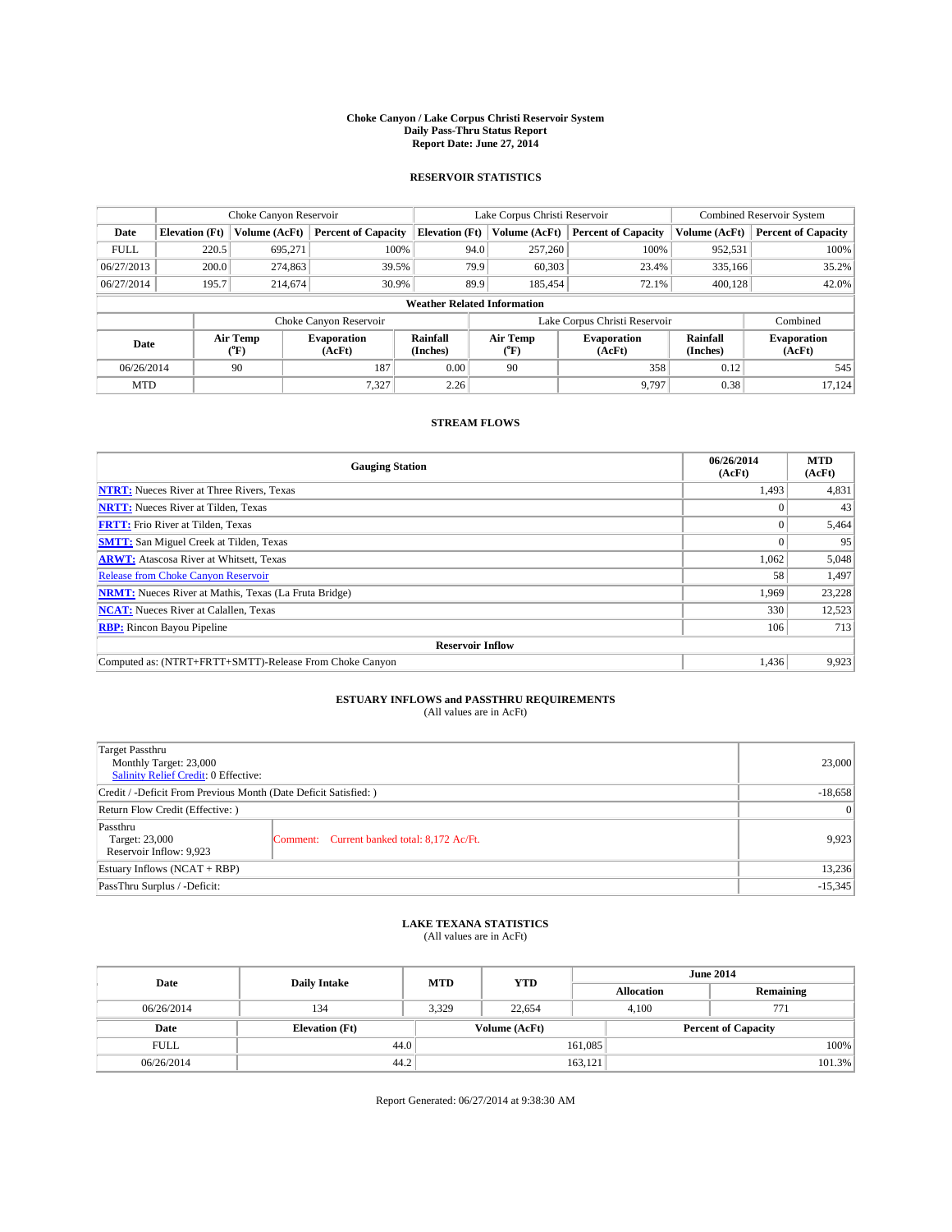# Choke Canyon / Lake Corpus Christi Reservoir System
## Daily Pass-Thru Status Report
### Report Date: June 27, 2014

## RESERVOIR STATISTICS

| | Choke Canyon Reservoir | | | Lake Corpus Christi Reservoir | | | Combined Reservoir System | |
|---|---|---|---|---|---|---|---|---|
| Date | Elevation (Ft) | Volume (AcFt) | Percent of Capacity | Elevation (Ft) | Volume (AcFt) | Percent of Capacity | Volume (AcFt) | Percent of Capacity |
| FULL | 220.5 | 695,271 | 100% | 94.0 | 257,260 | 100% | 952,531 | 100% |
| 06/27/2013 | 200.0 | 274,863 | 39.5% | 79.9 | 60,303 | 23.4% | 335,166 | 35.2% |
| 06/27/2014 | 195.7 | 214,674 | 30.9% | 89.9 | 185,454 | 72.1% | 400,128 | 42.0% |

**Weather Related Information**

| | Choke Canyon Reservoir | | | Lake Corpus Christi Reservoir | | | Combined |
|---|---|---|---|---|---|---|---|
| Date | Air Temp (°F) | Evaporation (AcFt) | Rainfall (Inches) | Air Temp (°F) | Evaporation (AcFt) | Rainfall (Inches) | Evaporation (AcFt) |
| 06/26/2014 | 90 | 187 | 0.00 | 90 | 358 | 0.12 | 545 |
| MTD | | 7,327 | 2.26 | | 9,797 | 0.38 | 17,124 |

## STREAM FLOWS

| Gauging Station | 06/26/2014 (AcFt) | MTD (AcFt) |
|---|---|---|
| NTRT: Nueces River at Three Rivers, Texas | 1,493 | 4,831 |
| NRTT: Nueces River at Tilden, Texas | 0 | 43 |
| FRTT: Frio River at Tilden, Texas | 0 | 5,464 |
| SMTT: San Miguel Creek at Tilden, Texas | 0 | 95 |
| ARWT: Atascosa River at Whitsett, Texas | 1,062 | 5,048 |
| Release from Choke Canyon Reservoir | 58 | 1,497 |
| NRMT: Nueces River at Mathis, Texas (La Fruta Bridge) | 1,969 | 23,228 |
| NCAT: Nueces River at Calallen, Texas | 330 | 12,523 |
| RBP: Rincon Bayou Pipeline | 106 | 713 |
| **Reservoir Inflow** | | |
| Computed as: (NTRT+FRTT+SMTT)-Release From Choke Canyon | 1,436 | 9,923 |

## ESTUARY INFLOWS and PASSTHRU REQUIREMENTS
(All values are in AcFt)

| | | |
|---|---|---|
| Target Passthru<br>Monthly Target: 23,000<br>Salinity Relief Credit: 0 Effective: | | 23,000 |
| Credit / -Deficit From Previous Month (Date Deficit Satisfied: ) | | -18,658 |
| Return Flow Credit (Effective: ) | | 0 |
| Passthru<br>Target: 23,000<br>Reservoir Inflow: 9,923 | Comment: Current banked total: 8,172 Ac/Ft. | 9,923 |
| Estuary Inflows (NCAT + RBP) | | 13,236 |
| PassThru Surplus / -Deficit: | | -15,345 |

## LAKE TEXANA STATISTICS
(All values are in AcFt)

| Date | Daily Intake | MTD | YTD | June 2014 Allocation | June 2014 Remaining |
|---|---|---|---|---|---|
| 06/26/2014 | 134 | 3,329 | 22,654 | 4,100 | 771 |

| Date | Elevation (Ft) | Volume (AcFt) | Percent of Capacity |
|---|---|---|---|
| FULL | 44.0 | 161,085 | 100% |
| 06/26/2014 | 44.2 | 163,121 | 101.3% |

Report Generated: 06/27/2014 at 9:38:30 AM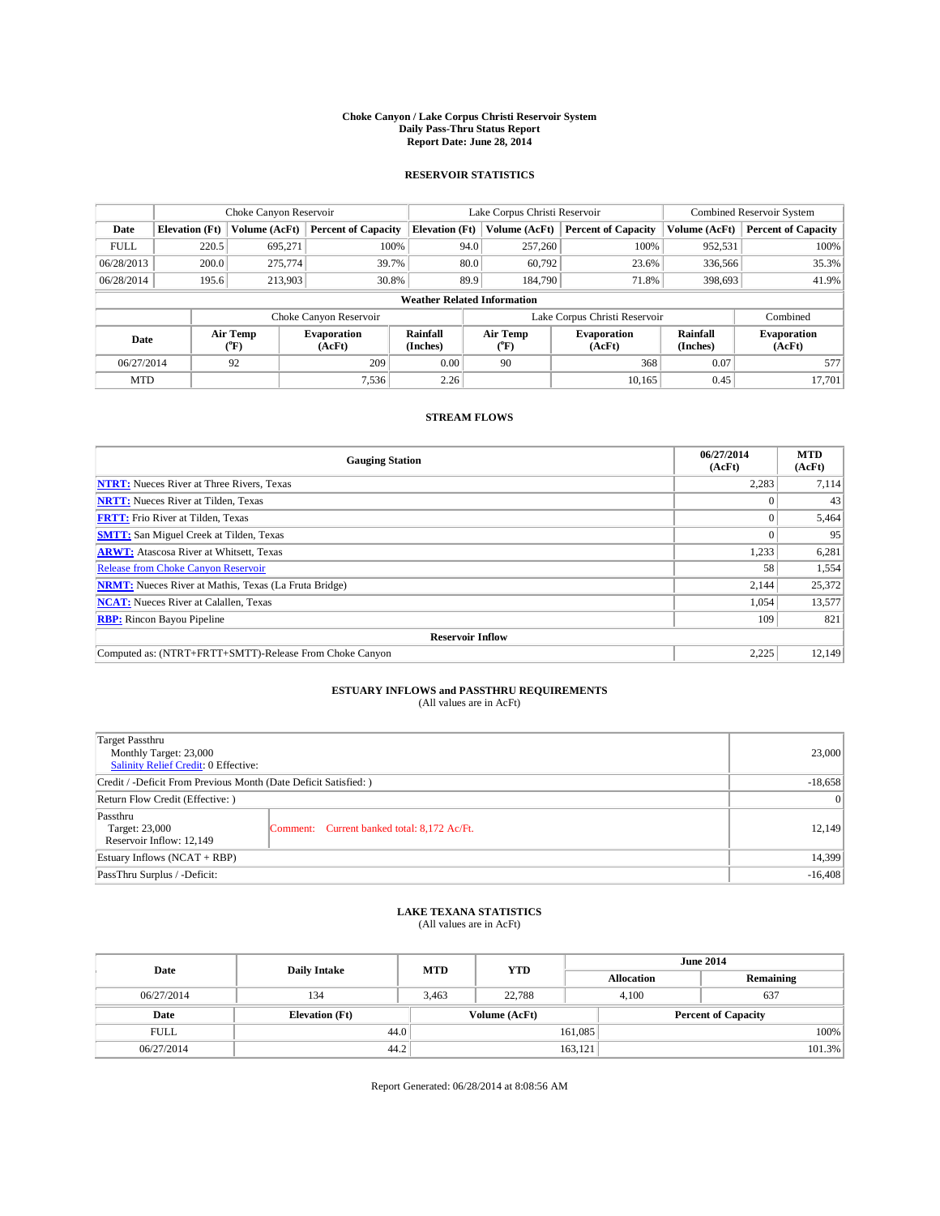# Choke Canyon / Lake Corpus Christi Reservoir System
## Daily Pass-Thru Status Report
## Report Date: June 28, 2014

### RESERVOIR STATISTICS

| | Choke Canyon Reservoir | | | Lake Corpus Christi Reservoir | | | Combined Reservoir System | |
|---|---|---|---|---|---|---|---|---|
| **Date** | **Elevation (Ft)** | **Volume (AcFt)** | **Percent of Capacity** | **Elevation (Ft)** | **Volume (AcFt)** | **Percent of Capacity** | **Volume (AcFt)** | **Percent of Capacity** |
| FULL | 220.5 | 695,271 | 100% | 94.0 | 257,260 | 100% | 952,531 | 100% |
| 06/28/2013 | 200.0 | 275,774 | 39.7% | 80.0 | 60,792 | 23.6% | 336,566 | 35.3% |
| 06/28/2014 | 195.6 | 213,903 | 30.8% | 89.9 | 184,790 | 71.8% | 398,693 | 41.9% |

**Weather Related Information**

| | Choke Canyon Reservoir | | | Lake Corpus Christi Reservoir | | | Combined |
|---|---|---|---|---|---|---|---|
| **Date** | **Air Temp (°F)** | **Evaporation (AcFt)** | **Rainfall (Inches)** | **Air Temp (°F)** | **Evaporation (AcFt)** | **Rainfall (Inches)** | **Evaporation (AcFt)** |
| 06/27/2014 | 92 | 209 | 0.00 | 90 | 368 | 0.07 | 577 |
| MTD | | 7,536 | 2.26 | | 10,165 | 0.45 | 17,701 |

### STREAM FLOWS

| Gauging Station | 06/27/2014 (AcFt) | MTD (AcFt) |
|---|---|---|
| **NTRT:** Nueces River at Three Rivers, Texas | 2,283 | 7,114 |
| **NRTT:** Nueces River at Tilden, Texas | 0 | 43 |
| **FRTT:** Frio River at Tilden, Texas | 0 | 5,464 |
| **SMTT:** San Miguel Creek at Tilden, Texas | 0 | 95 |
| **ARWT:** Atascosa River at Whitsett, Texas | 1,233 | 6,281 |
| Release from Choke Canyon Reservoir | 58 | 1,554 |
| **NRMT:** Nueces River at Mathis, Texas (La Fruta Bridge) | 2,144 | 25,372 |
| **NCAT:** Nueces River at Calallen, Texas | 1,054 | 13,577 |
| **RBP:** Rincon Bayou Pipeline | 109 | 821 |
| **Reservoir Inflow** | | |
| Computed as: (NTRT+FRTT+SMTT)-Release From Choke Canyon | 2,225 | 12,149 |

### ESTUARY INFLOWS and PASSTHRU REQUIREMENTS
(All values are in AcFt)

| | | |
|---|---|---|
| Target Passthru<br>Monthly Target: 23,000<br>Salinity Relief Credit: 0 Effective: | | 23,000 |
| Credit / -Deficit From Previous Month (Date Deficit Satisfied: ) | | -18,658 |
| Return Flow Credit (Effective: ) | | 0 |
| Passthru<br>Target: 23,000<br>Reservoir Inflow: 12,149 | Comment: Current banked total: 8,172 Ac/Ft. | 12,149 |
| Estuary Inflows (NCAT + RBP) | | 14,399 |
| PassThru Surplus / -Deficit: | | -16,408 |

### LAKE TEXANA STATISTICS
(All values are in AcFt)

| Date | Daily Intake | MTD | YTD | June 2014 Allocation | June 2014 Remaining |
|---|---|---|---|---|---|
| 06/27/2014 | 134 | 3,463 | 22,788 | 4,100 | 637 |

| Date | Elevation (Ft) | Volume (AcFt) | Percent of Capacity |
|---|---|---|---|
| FULL | 44.0 | 161,085 | 100% |
| 06/27/2014 | 44.2 | 163,121 | 101.3% |

Report Generated: 06/28/2014 at 8:08:56 AM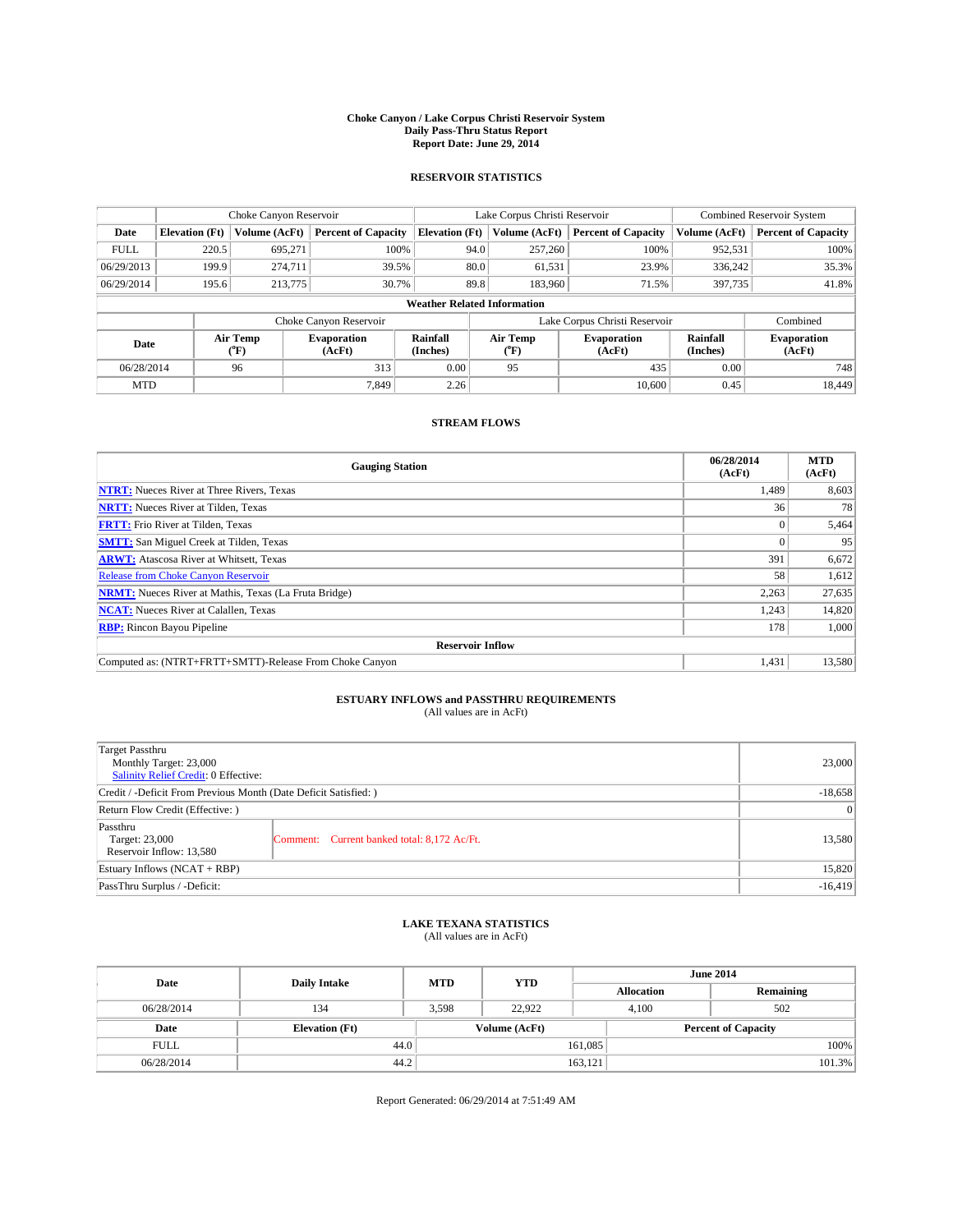**Choke Canyon / Lake Corpus Christi Reservoir System**
**Daily Pass-Thru Status Report**
**Report Date: June 29, 2014**

## RESERVOIR STATISTICS

| | Choke Canyon Reservoir | | | Lake Corpus Christi Reservoir | | | Combined Reservoir System | |
|---|---|---|---|---|---|---|---|---|
| Date | Elevation (Ft) | Volume (AcFt) | Percent of Capacity | Elevation (Ft) | Volume (AcFt) | Percent of Capacity | Volume (AcFt) | Percent of Capacity |
| FULL | 220.5 | 695,271 | 100% | 94.0 | 257,260 | 100% | 952,531 | 100% |
| 06/29/2013 | 199.9 | 274,711 | 39.5% | 80.0 | 61,531 | 23.9% | 336,242 | 35.3% |
| 06/29/2014 | 195.6 | 213,775 | 30.7% | 89.8 | 183,960 | 71.5% | 397,735 | 41.8% |

**Weather Related Information**

| | Choke Canyon Reservoir | | | Lake Corpus Christi Reservoir | | | Combined |
|---|---|---|---|---|---|---|---|
| Date | Air Temp (°F) | Evaporation (AcFt) | Rainfall (Inches) | Air Temp (°F) | Evaporation (AcFt) | Rainfall (Inches) | Evaporation (AcFt) |
| 06/28/2014 | 96 | 313 | 0.00 | 95 | 435 | 0.00 | 748 |
| MTD | | 7,849 | 2.26 | | 10,600 | 0.45 | 18,449 |

## STREAM FLOWS

| Gauging Station | 06/28/2014 (AcFt) | MTD (AcFt) |
|---|---|---|
| **NTRT:** Nueces River at Three Rivers, Texas | 1,489 | 8,603 |
| **NRTT:** Nueces River at Tilden, Texas | 36 | 78 |
| **FRTT:** Frio River at Tilden, Texas | 0 | 5,464 |
| **SMTT:** San Miguel Creek at Tilden, Texas | 0 | 95 |
| **ARWT:** Atascosa River at Whitsett, Texas | 391 | 6,672 |
| Release from Choke Canyon Reservoir | 58 | 1,612 |
| **NRMT:** Nueces River at Mathis, Texas (La Fruta Bridge) | 2,263 | 27,635 |
| **NCAT:** Nueces River at Calallen, Texas | 1,243 | 14,820 |
| **RBP:** Rincon Bayou Pipeline | 178 | 1,000 |
| **Reservoir Inflow** | | |
| Computed as: (NTRT+FRTT+SMTT)-Release From Choke Canyon | 1,431 | 13,580 |

## ESTUARY INFLOWS and PASSTHRU REQUIREMENTS
(All values are in AcFt)

| | | |
|---|---|---|
| Target Passthru<br>Monthly Target: 23,000<br>Salinity Relief Credit: 0 Effective: | | 23,000 |
| Credit / -Deficit From Previous Month (Date Deficit Satisfied: ) | | -18,658 |
| Return Flow Credit (Effective: ) | | 0 |
| Passthru<br>Target: 23,000<br>Reservoir Inflow: 13,580 | Comment: Current banked total: 8,172 Ac/Ft. | 13,580 |
| Estuary Inflows (NCAT + RBP) | | 15,820 |
| PassThru Surplus / -Deficit: | | -16,419 |

## LAKE TEXANA STATISTICS
(All values are in AcFt)

| Date | Daily Intake | MTD | YTD | June 2014 Allocation | June 2014 Remaining |
|---|---|---|---|---|---|
| 06/28/2014 | 134 | 3,598 | 22,922 | 4,100 | 502 |

| Date | Elevation (Ft) | Volume (AcFt) | Percent of Capacity |
|---|---|---|---|
| FULL | 44.0 | 161,085 | 100% |
| 06/28/2014 | 44.2 | 163,121 | 101.3% |

Report Generated: 06/29/2014 at 7:51:49 AM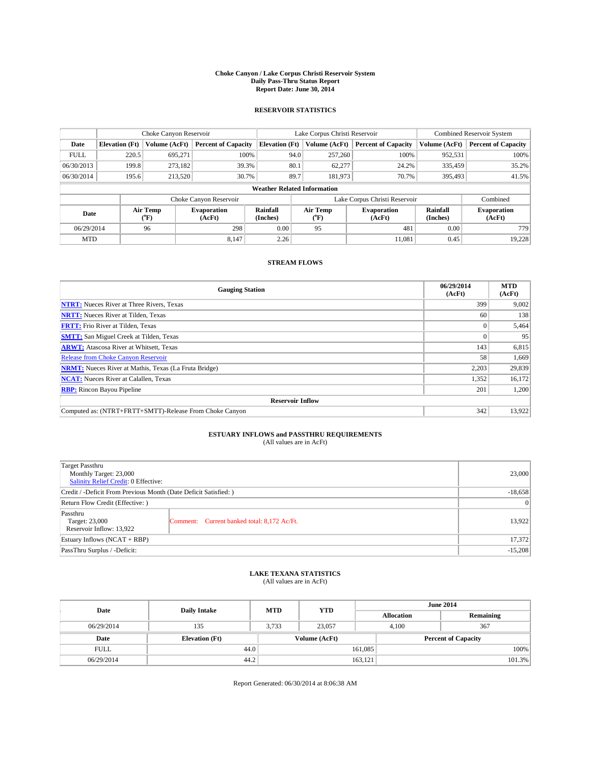**Choke Canyon / Lake Corpus Christi Reservoir System**
**Daily Pass-Thru Status Report**
**Report Date: June 30, 2014**

## RESERVOIR STATISTICS

| | Choke Canyon Reservoir | | | Lake Corpus Christi Reservoir | | | Combined Reservoir System | |
|---|---|---|---|---|---|---|---|---|
| **Date** | **Elevation (Ft)** | **Volume (AcFt)** | **Percent of Capacity** | **Elevation (Ft)** | **Volume (AcFt)** | **Percent of Capacity** | **Volume (AcFt)** | **Percent of Capacity** |
| FULL | 220.5 | 695,271 | 100% | 94.0 | 257,260 | 100% | 952,531 | 100% |
| 06/30/2013 | 199.8 | 273,182 | 39.3% | 80.1 | 62,277 | 24.2% | 335,459 | 35.2% |
| 06/30/2014 | 195.6 | 213,520 | 30.7% | 89.7 | 181,973 | 70.7% | 395,493 | 41.5% |

**Weather Related Information**

| | Choke Canyon Reservoir | | | Lake Corpus Christi Reservoir | | | Combined |
|---|---|---|---|---|---|---|---|
| **Date** | **Air Temp (°F)** | **Evaporation (AcFt)** | **Rainfall (Inches)** | **Air Temp (°F)** | **Evaporation (AcFt)** | **Rainfall (Inches)** | **Evaporation (AcFt)** |
| 06/29/2014 | 96 | 298 | 0.00 | 95 | 481 | 0.00 | 779 |
| MTD | | 8,147 | 2.26 | | 11,081 | 0.45 | 19,228 |

## STREAM FLOWS

| Gauging Station | 06/29/2014 (AcFt) | MTD (AcFt) |
|---|---|---|
| **NTRT:** Nueces River at Three Rivers, Texas | 399 | 9,002 |
| **NRTT:** Nueces River at Tilden, Texas | 60 | 138 |
| **FRTT:** Frio River at Tilden, Texas | 0 | 5,464 |
| **SMTT:** San Miguel Creek at Tilden, Texas | 0 | 95 |
| **ARWT:** Atascosa River at Whitsett, Texas | 143 | 6,815 |
| Release from Choke Canyon Reservoir | 58 | 1,669 |
| **NRMT:** Nueces River at Mathis, Texas (La Fruta Bridge) | 2,203 | 29,839 |
| **NCAT:** Nueces River at Calallen, Texas | 1,352 | 16,172 |
| **RBP:** Rincon Bayou Pipeline | 201 | 1,200 |
| **Reservoir Inflow** | | |
| Computed as: (NTRT+FRTT+SMTT)-Release From Choke Canyon | 342 | 13,922 |

## ESTUARY INFLOWS and PASSTHRU REQUIREMENTS
(All values are in AcFt)

| | | |
|---|---|---|
| Target Passthru<br>Monthly Target: 23,000<br>Salinity Relief Credit: 0 Effective: | | 23,000 |
| Credit / -Deficit From Previous Month (Date Deficit Satisfied: ) | | -18,658 |
| Return Flow Credit (Effective: ) | | 0 |
| Passthru<br>Target: 23,000<br>Reservoir Inflow: 13,922 | Comment: Current banked total: 8,172 Ac/Ft. | 13,922 |
| Estuary Inflows (NCAT + RBP) | | 17,372 |
| PassThru Surplus / -Deficit: | | -15,208 |

## LAKE TEXANA STATISTICS
(All values are in AcFt)

| Date | Daily Intake | MTD | YTD | June 2014 | |
|---|---|---|---|---|---|
| | | | | **Allocation** | **Remaining** |
| 06/29/2014 | 135 | 3,733 | 23,057 | 4,100 | 367 |

| Date | Elevation (Ft) | Volume (AcFt) | Percent of Capacity |
|---|---|---|---|
| FULL | 44.0 | 161,085 | 100% |
| 06/29/2014 | 44.2 | 163,121 | 101.3% |

Report Generated: 06/30/2014 at 8:06:38 AM